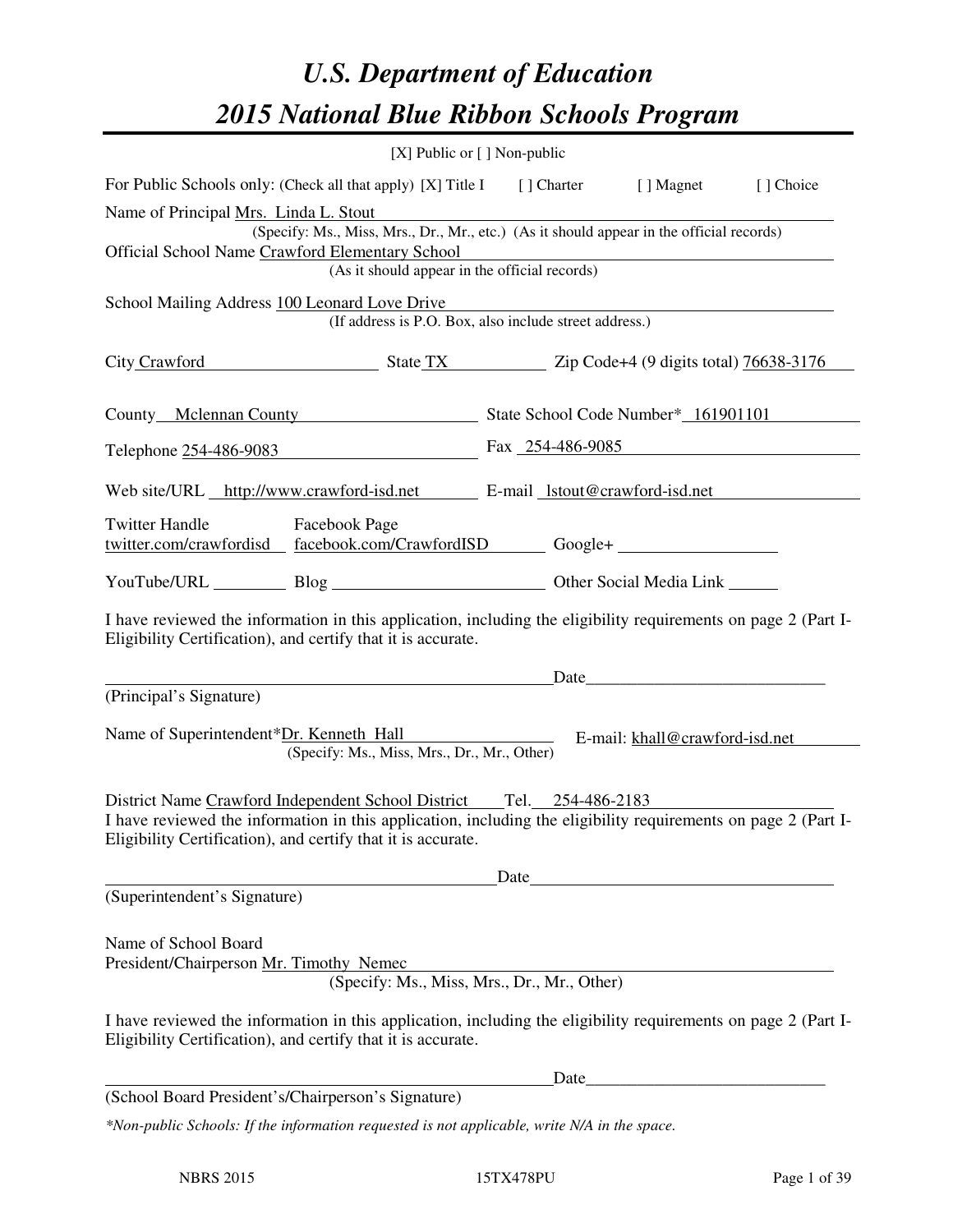# U.S. Department of Education
# 2015 National Blue Ribbon Schools Program

[X] Public or [ ] Non-public

For Public Schools only: (Check all that apply) [X] Title I [ ] Charter [ ] Magnet [ ] Choice

Name of Principal Mrs. Linda L. Stout
(Specify: Ms., Miss, Mrs., Dr., Mr., etc.) (As it should appear in the official records)

Official School Name Crawford Elementary School
(As it should appear in the official records)

School Mailing Address 100 Leonard Love Drive
(If address is P.O. Box, also include street address.)

City Crawford State TX Zip Code+4 (9 digits total) 76638-3176

County Mclennan County State School Code Number* 161901101

Telephone 254-486-9083 Fax 254-486-9085

Web site/URL http://www.crawford-isd.net E-mail lstout@crawford-isd.net

Twitter Handle twitter.com/crawfordisd Facebook Page facebook.com/CrawfordISD Google+

YouTube/URL Blog Other Social Media Link

I have reviewed the information in this application, including the eligibility requirements on page 2 (Part I-Eligibility Certification), and certify that it is accurate.

_______________________________________ Date_______________________
(Principal's Signature)

Name of Superintendent* Dr. Kenneth Hall E-mail: khall@crawford-isd.net
(Specify: Ms., Miss, Mrs., Dr., Mr., Other)

District Name Crawford Independent School District Tel. 254-486-2183

I have reviewed the information in this application, including the eligibility requirements on page 2 (Part I-Eligibility Certification), and certify that it is accurate.

_______________________________________ Date_______________________
(Superintendent's Signature)

Name of School Board
President/Chairperson Mr. Timothy Nemec
(Specify: Ms., Miss, Mrs., Dr., Mr., Other)

I have reviewed the information in this application, including the eligibility requirements on page 2 (Part I-Eligibility Certification), and certify that it is accurate.

_______________________________________ Date_______________________
(School Board President's/Chairperson's Signature)

*\*Non-public Schools: If the information requested is not applicable, write N/A in the space.*

NBRS 2015 15TX478PU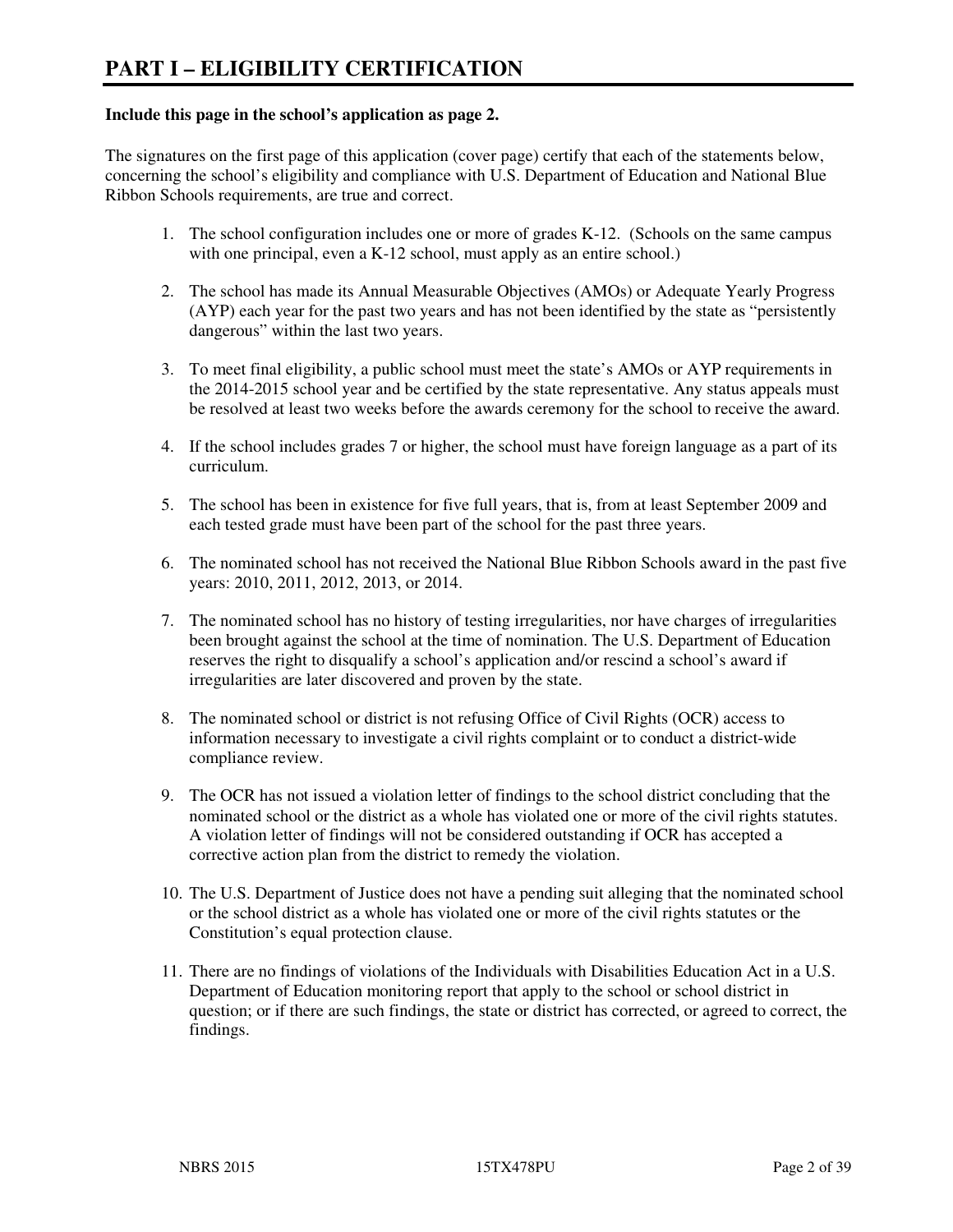# PART I – ELIGIBILITY CERTIFICATION

**Include this page in the school's application as page 2.**

The signatures on the first page of this application (cover page) certify that each of the statements below, concerning the school's eligibility and compliance with U.S. Department of Education and National Blue Ribbon Schools requirements, are true and correct.

1. The school configuration includes one or more of grades K-12. (Schools on the same campus with one principal, even a K-12 school, must apply as an entire school.)

2. The school has made its Annual Measurable Objectives (AMOs) or Adequate Yearly Progress (AYP) each year for the past two years and has not been identified by the state as "persistently dangerous" within the last two years.

3. To meet final eligibility, a public school must meet the state's AMOs or AYP requirements in the 2014-2015 school year and be certified by the state representative. Any status appeals must be resolved at least two weeks before the awards ceremony for the school to receive the award.

4. If the school includes grades 7 or higher, the school must have foreign language as a part of its curriculum.

5. The school has been in existence for five full years, that is, from at least September 2009 and each tested grade must have been part of the school for the past three years.

6. The nominated school has not received the National Blue Ribbon Schools award in the past five years: 2010, 2011, 2012, 2013, or 2014.

7. The nominated school has no history of testing irregularities, nor have charges of irregularities been brought against the school at the time of nomination. The U.S. Department of Education reserves the right to disqualify a school's application and/or rescind a school's award if irregularities are later discovered and proven by the state.

8. The nominated school or district is not refusing Office of Civil Rights (OCR) access to information necessary to investigate a civil rights complaint or to conduct a district-wide compliance review.

9. The OCR has not issued a violation letter of findings to the school district concluding that the nominated school or the district as a whole has violated one or more of the civil rights statutes. A violation letter of findings will not be considered outstanding if OCR has accepted a corrective action plan from the district to remedy the violation.

10. The U.S. Department of Justice does not have a pending suit alleging that the nominated school or the school district as a whole has violated one or more of the civil rights statutes or the Constitution's equal protection clause.

11. There are no findings of violations of the Individuals with Disabilities Education Act in a U.S. Department of Education monitoring report that apply to the school or school district in question; or if there are such findings, the state or district has corrected, or agreed to correct, the findings.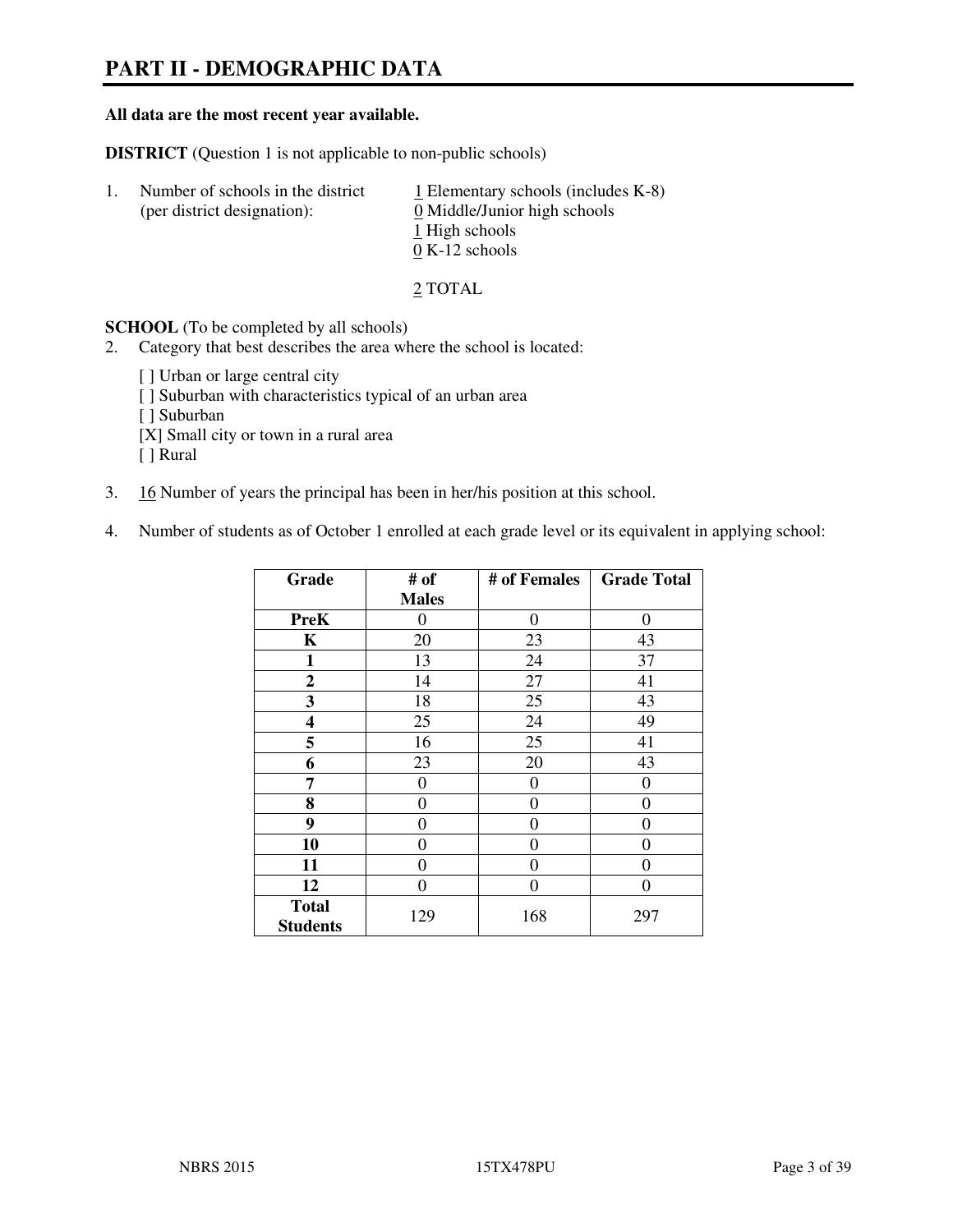# PART II - DEMOGRAPHIC DATA

**All data are the most recent year available.**

**DISTRICT** (Question 1 is not applicable to non-public schools)

1. Number of schools in the district (per district designation):
   1 Elementary schools (includes K-8)
   0 Middle/Junior high schools
   1 High schools
   0 K-12 schools

   2 TOTAL

**SCHOOL** (To be completed by all schools)

2. Category that best describes the area where the school is located:

   [ ] Urban or large central city
   [ ] Suburban with characteristics typical of an urban area
   [ ] Suburban
   [X] Small city or town in a rural area
   [ ] Rural

3. 16 Number of years the principal has been in her/his position at this school.

4. Number of students as of October 1 enrolled at each grade level or its equivalent in applying school:

| Grade | # of Males | # of Females | Grade Total |
|---|---|---|---|
| **PreK** | 0 | 0 | 0 |
| **K** | 20 | 23 | 43 |
| **1** | 13 | 24 | 37 |
| **2** | 14 | 27 | 41 |
| **3** | 18 | 25 | 43 |
| **4** | 25 | 24 | 49 |
| **5** | 16 | 25 | 41 |
| **6** | 23 | 20 | 43 |
| **7** | 0 | 0 | 0 |
| **8** | 0 | 0 | 0 |
| **9** | 0 | 0 | 0 |
| **10** | 0 | 0 | 0 |
| **11** | 0 | 0 | 0 |
| **12** | 0 | 0 | 0 |
| **Total Students** | 129 | 168 | 297 |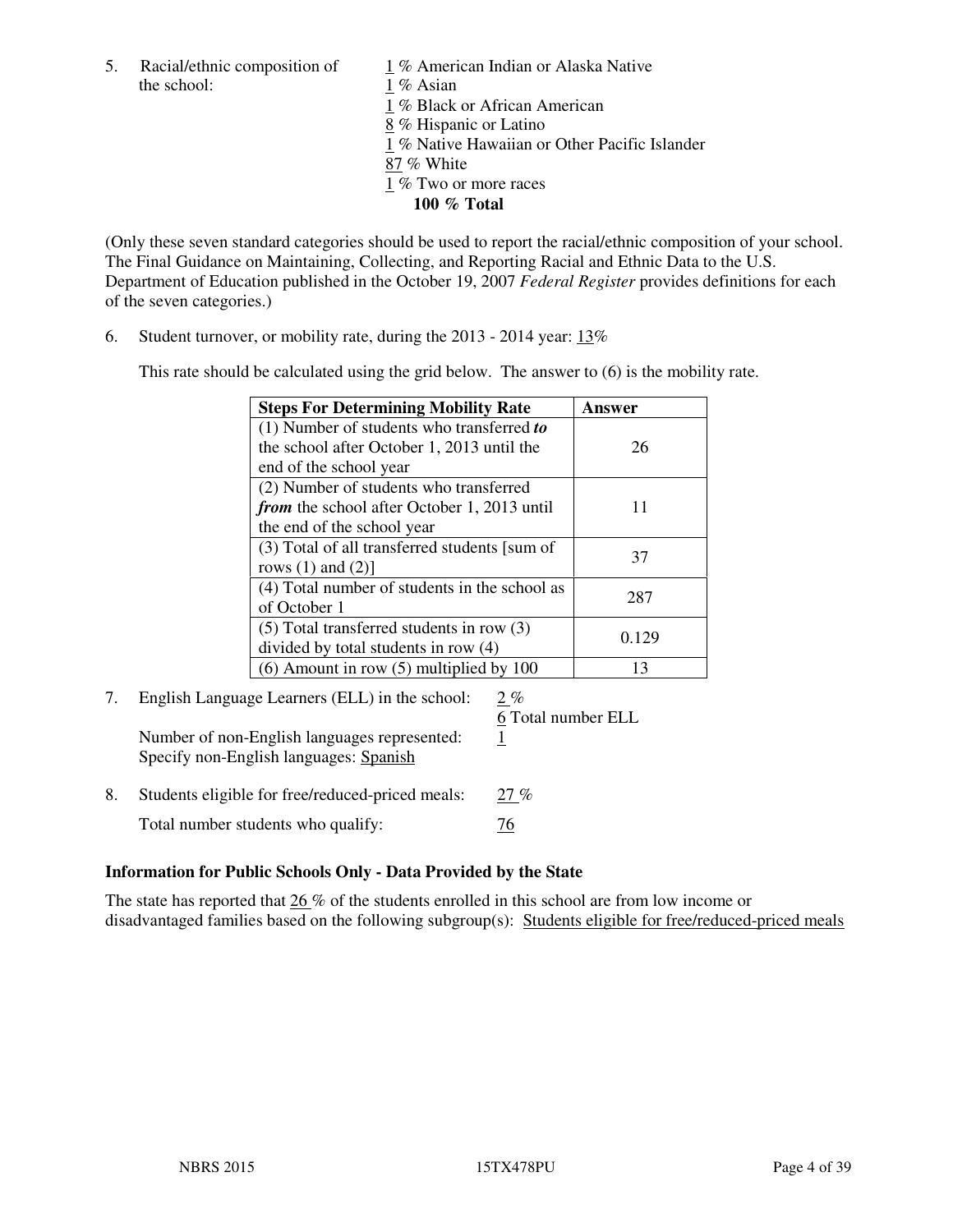5. Racial/ethnic composition of the school:

1 % American Indian or Alaska Native
1 % Asian
1 % Black or African American
8 % Hispanic or Latino
1 % Native Hawaiian or Other Pacific Islander
87 % White
1 % Two or more races
**100 % Total**

(Only these seven standard categories should be used to report the racial/ethnic composition of your school. The Final Guidance on Maintaining, Collecting, and Reporting Racial and Ethnic Data to the U.S. Department of Education published in the October 19, 2007 *Federal Register* provides definitions for each of the seven categories.)

6. Student turnover, or mobility rate, during the 2013 - 2014 year: 13%

This rate should be calculated using the grid below. The answer to (6) is the mobility rate.

| **Steps For Determining Mobility Rate** | **Answer** |
|---|---|
| (1) Number of students who transferred ***to*** the school after October 1, 2013 until the end of the school year | 26 |
| (2) Number of students who transferred ***from*** the school after October 1, 2013 until the end of the school year | 11 |
| (3) Total of all transferred students [sum of rows (1) and (2)] | 37 |
| (4) Total number of students in the school as of October 1 | 287 |
| (5) Total transferred students in row (3) divided by total students in row (4) | 0.129 |
| (6) Amount in row (5) multiplied by 100 | 13 |

7. English Language Learners (ELL) in the school: 2 %
6 Total number ELL

Number of non-English languages represented: 1
Specify non-English languages: Spanish

8. Students eligible for free/reduced-priced meals: 27 %

Total number students who qualify: 76

**Information for Public Schools Only - Data Provided by the State**

The state has reported that 26 % of the students enrolled in this school are from low income or disadvantaged families based on the following subgroup(s): Students eligible for free/reduced-priced meals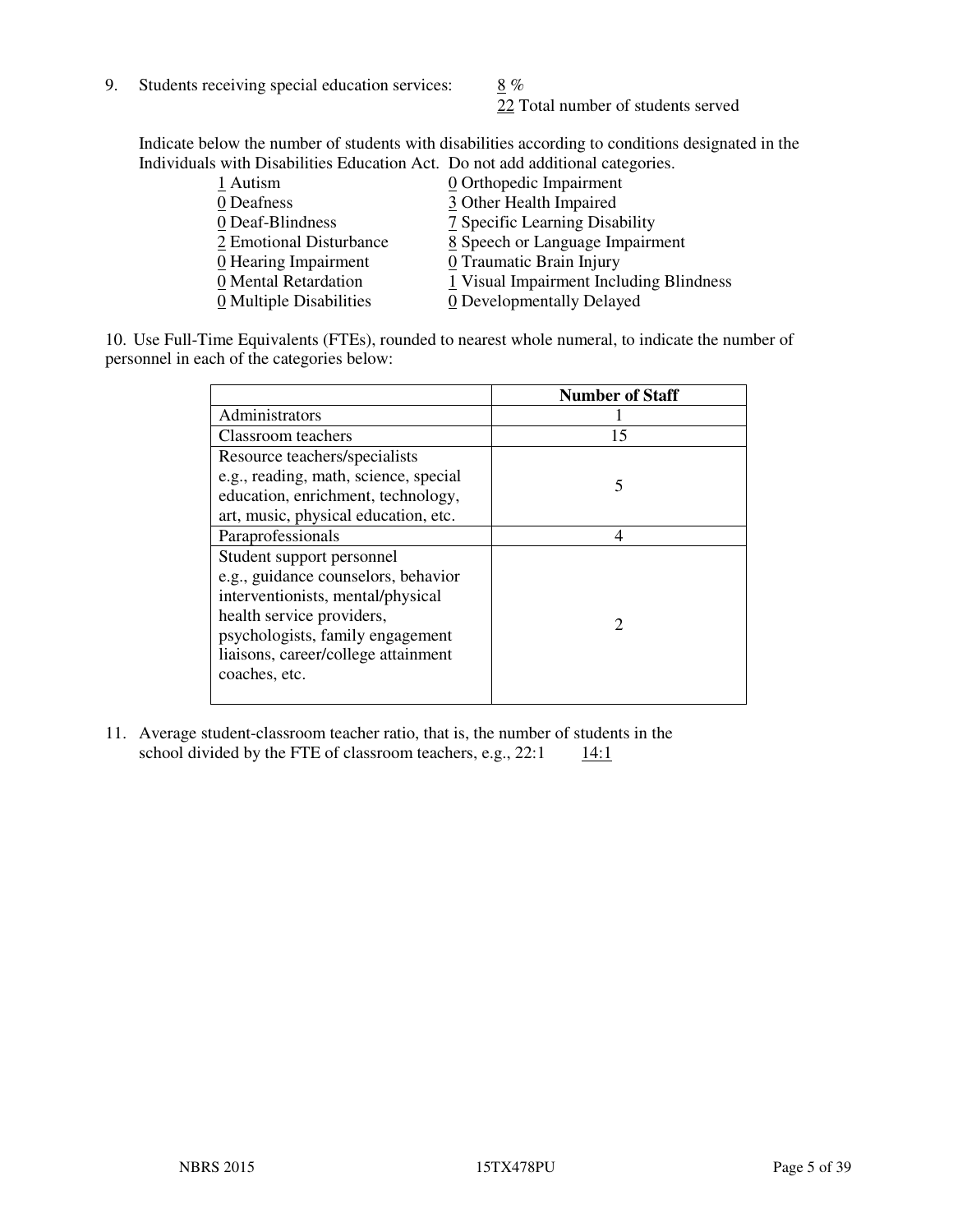9. Students receiving special education services: 8 %
   22 Total number of students served

Indicate below the number of students with disabilities according to conditions designated in the Individuals with Disabilities Education Act. Do not add additional categories.

| | |
|---|---|
| 1 Autism | 0 Orthopedic Impairment |
| 0 Deafness | 3 Other Health Impaired |
| 0 Deaf-Blindness | 7 Specific Learning Disability |
| 2 Emotional Disturbance | 8 Speech or Language Impairment |
| 0 Hearing Impairment | 0 Traumatic Brain Injury |
| 0 Mental Retardation | 1 Visual Impairment Including Blindness |
| 0 Multiple Disabilities | 0 Developmentally Delayed |

10. Use Full-Time Equivalents (FTEs), rounded to nearest whole numeral, to indicate the number of personnel in each of the categories below:

| | Number of Staff |
|---|---|
| Administrators | 1 |
| Classroom teachers | 15 |
| Resource teachers/specialists e.g., reading, math, science, special education, enrichment, technology, art, music, physical education, etc. | 5 |
| Paraprofessionals | 4 |
| Student support personnel e.g., guidance counselors, behavior interventionists, mental/physical health service providers, psychologists, family engagement liaisons, career/college attainment coaches, etc. | 2 |

11. Average student-classroom teacher ratio, that is, the number of students in the school divided by the FTE of classroom teachers, e.g., 22:1 14:1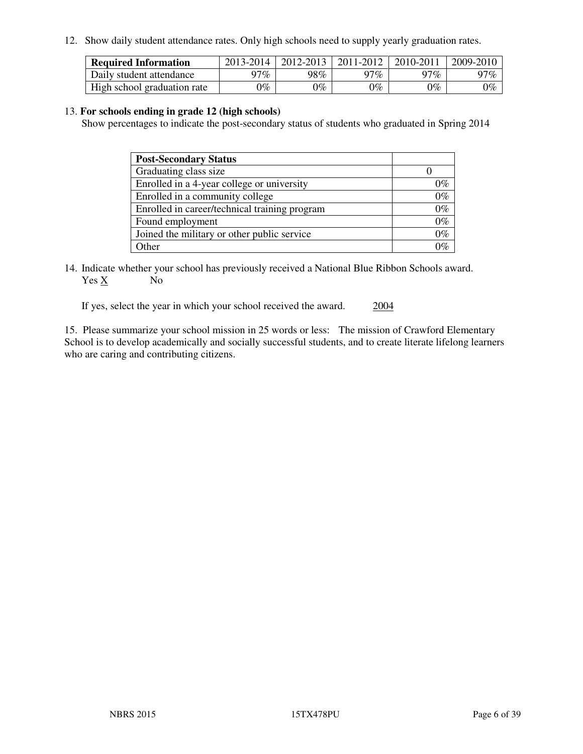12. Show daily student attendance rates. Only high schools need to supply yearly graduation rates.

| **Required Information** | 2013-2014 | 2012-2013 | 2011-2012 | 2010-2011 | 2009-2010 |
|---|---|---|---|---|---|
| Daily student attendance | 97% | 98% | 97% | 97% | 97% |
| High school graduation rate | 0% | 0% | 0% | 0% | 0% |

13. **For schools ending in grade 12 (high schools)**
Show percentages to indicate the post-secondary status of students who graduated in Spring 2014

| **Post-Secondary Status** | |
|---|---|
| Graduating class size | 0 |
| Enrolled in a 4-year college or university | 0% |
| Enrolled in a community college | 0% |
| Enrolled in career/technical training program | 0% |
| Found employment | 0% |
| Joined the military or other public service | 0% |
| Other | 0% |

14. Indicate whether your school has previously received a National Blue Ribbon Schools award.
Yes X No

If yes, select the year in which your school received the award. 2004

15. Please summarize your school mission in 25 words or less: The mission of Crawford Elementary School is to develop academically and socially successful students, and to create literate lifelong learners who are caring and contributing citizens.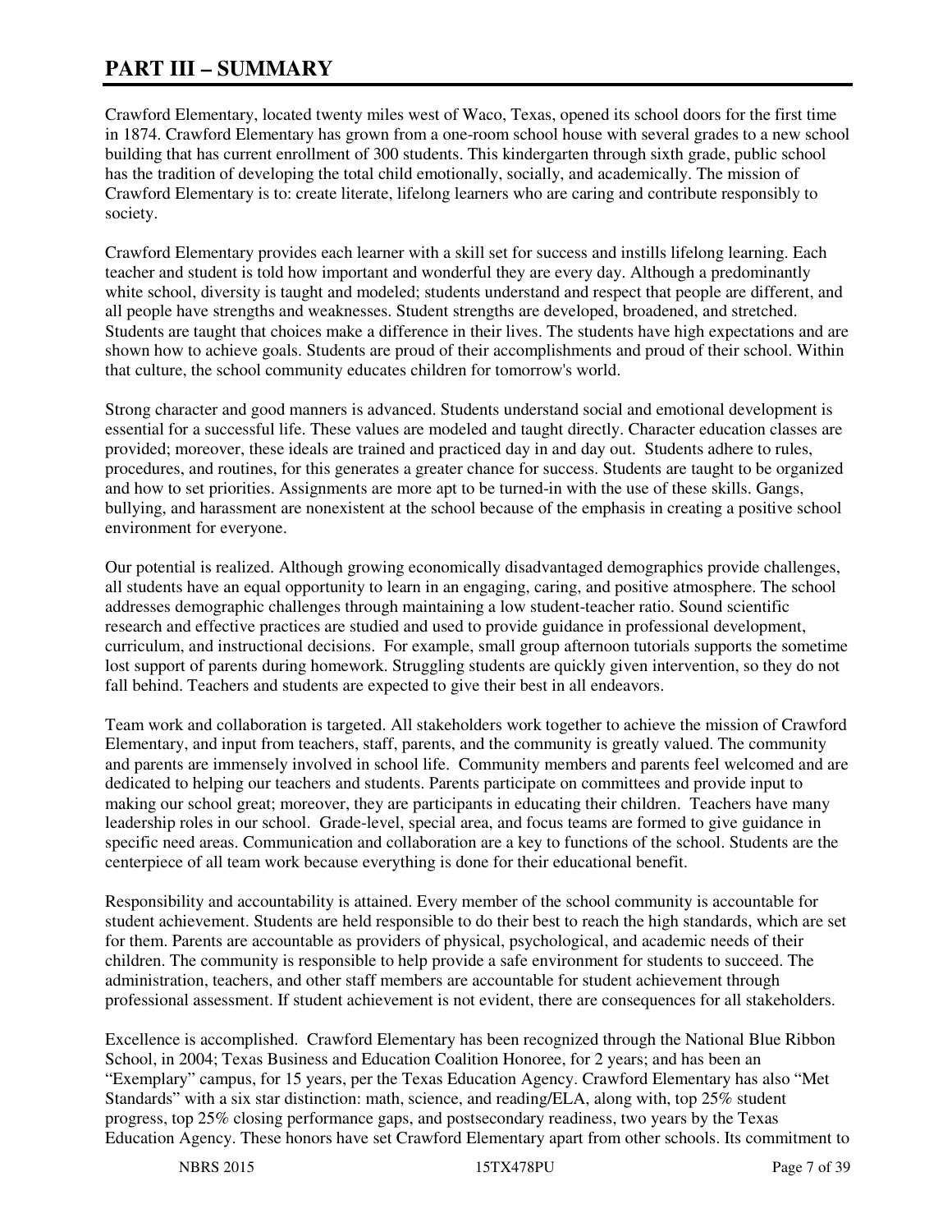# PART III – SUMMARY

Crawford Elementary, located twenty miles west of Waco, Texas, opened its school doors for the first time in 1874. Crawford Elementary has grown from a one-room school house with several grades to a new school building that has current enrollment of 300 students. This kindergarten through sixth grade, public school has the tradition of developing the total child emotionally, socially, and academically. The mission of Crawford Elementary is to: create literate, lifelong learners who are caring and contribute responsibly to society.

Crawford Elementary provides each learner with a skill set for success and instills lifelong learning. Each teacher and student is told how important and wonderful they are every day. Although a predominantly white school, diversity is taught and modeled; students understand and respect that people are different, and all people have strengths and weaknesses. Student strengths are developed, broadened, and stretched. Students are taught that choices make a difference in their lives. The students have high expectations and are shown how to achieve goals. Students are proud of their accomplishments and proud of their school. Within that culture, the school community educates children for tomorrow's world.

Strong character and good manners is advanced. Students understand social and emotional development is essential for a successful life. These values are modeled and taught directly. Character education classes are provided; moreover, these ideals are trained and practiced day in and day out. Students adhere to rules, procedures, and routines, for this generates a greater chance for success. Students are taught to be organized and how to set priorities. Assignments are more apt to be turned-in with the use of these skills. Gangs, bullying, and harassment are nonexistent at the school because of the emphasis in creating a positive school environment for everyone.

Our potential is realized. Although growing economically disadvantaged demographics provide challenges, all students have an equal opportunity to learn in an engaging, caring, and positive atmosphere. The school addresses demographic challenges through maintaining a low student-teacher ratio. Sound scientific research and effective practices are studied and used to provide guidance in professional development, curriculum, and instructional decisions. For example, small group afternoon tutorials supports the sometime lost support of parents during homework. Struggling students are quickly given intervention, so they do not fall behind. Teachers and students are expected to give their best in all endeavors.

Team work and collaboration is targeted. All stakeholders work together to achieve the mission of Crawford Elementary, and input from teachers, staff, parents, and the community is greatly valued. The community and parents are immensely involved in school life. Community members and parents feel welcomed and are dedicated to helping our teachers and students. Parents participate on committees and provide input to making our school great; moreover, they are participants in educating their children. Teachers have many leadership roles in our school. Grade-level, special area, and focus teams are formed to give guidance in specific need areas. Communication and collaboration are a key to functions of the school. Students are the centerpiece of all team work because everything is done for their educational benefit.

Responsibility and accountability is attained. Every member of the school community is accountable for student achievement. Students are held responsible to do their best to reach the high standards, which are set for them. Parents are accountable as providers of physical, psychological, and academic needs of their children. The community is responsible to help provide a safe environment for students to succeed. The administration, teachers, and other staff members are accountable for student achievement through professional assessment. If student achievement is not evident, there are consequences for all stakeholders.

Excellence is accomplished. Crawford Elementary has been recognized through the National Blue Ribbon School, in 2004; Texas Business and Education Coalition Honoree, for 2 years; and has been an "Exemplary" campus, for 15 years, per the Texas Education Agency. Crawford Elementary has also "Met Standards" with a six star distinction: math, science, and reading/ELA, along with, top 25% student progress, top 25% closing performance gaps, and postsecondary readiness, two years by the Texas Education Agency. These honors have set Crawford Elementary apart from other schools. Its commitment to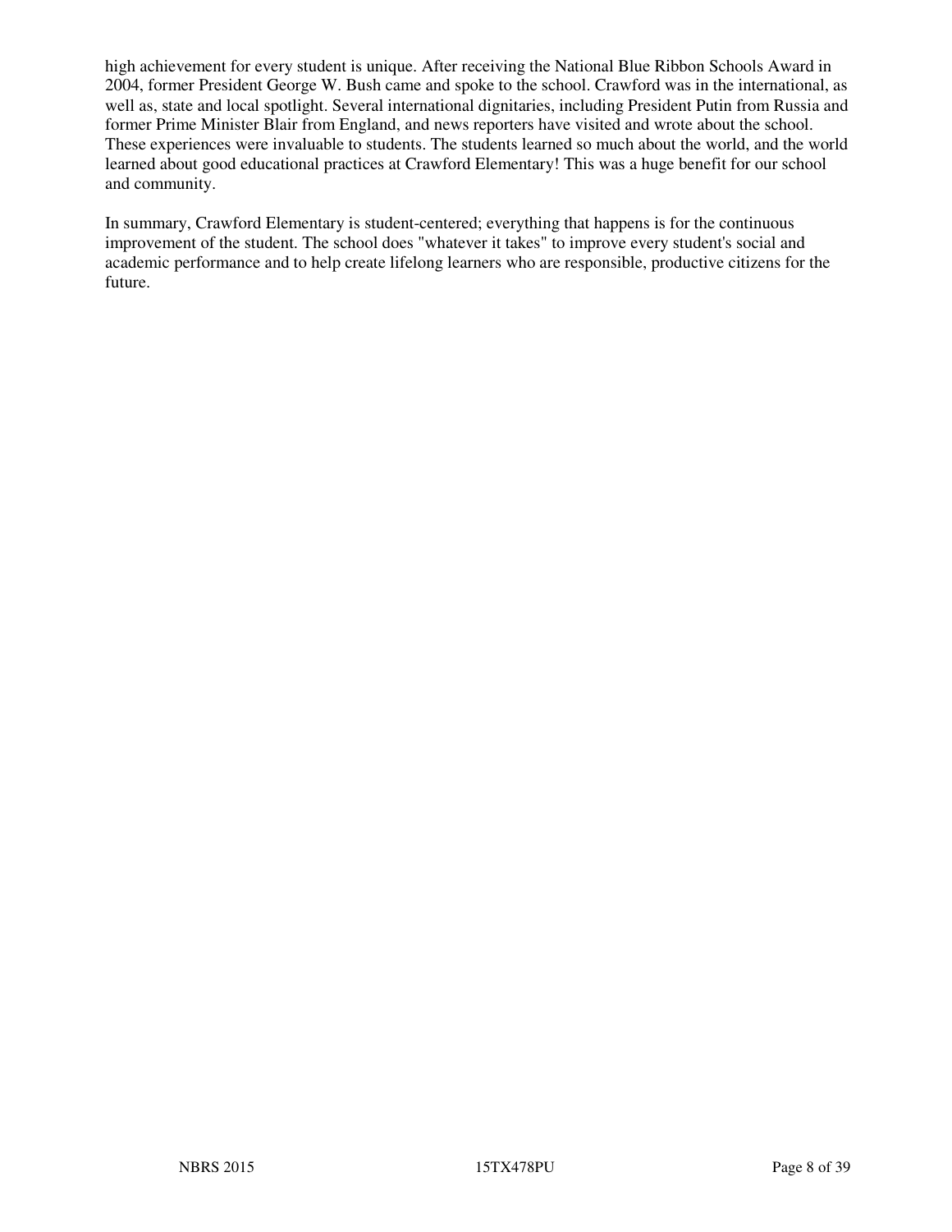high achievement for every student is unique. After receiving the National Blue Ribbon Schools Award in 2004, former President George W. Bush came and spoke to the school. Crawford was in the international, as well as, state and local spotlight. Several international dignitaries, including President Putin from Russia and former Prime Minister Blair from England, and news reporters have visited and wrote about the school. These experiences were invaluable to students. The students learned so much about the world, and the world learned about good educational practices at Crawford Elementary! This was a huge benefit for our school and community.

In summary, Crawford Elementary is student-centered; everything that happens is for the continuous improvement of the student. The school does "whatever it takes" to improve every student's social and academic performance and to help create lifelong learners who are responsible, productive citizens for the future.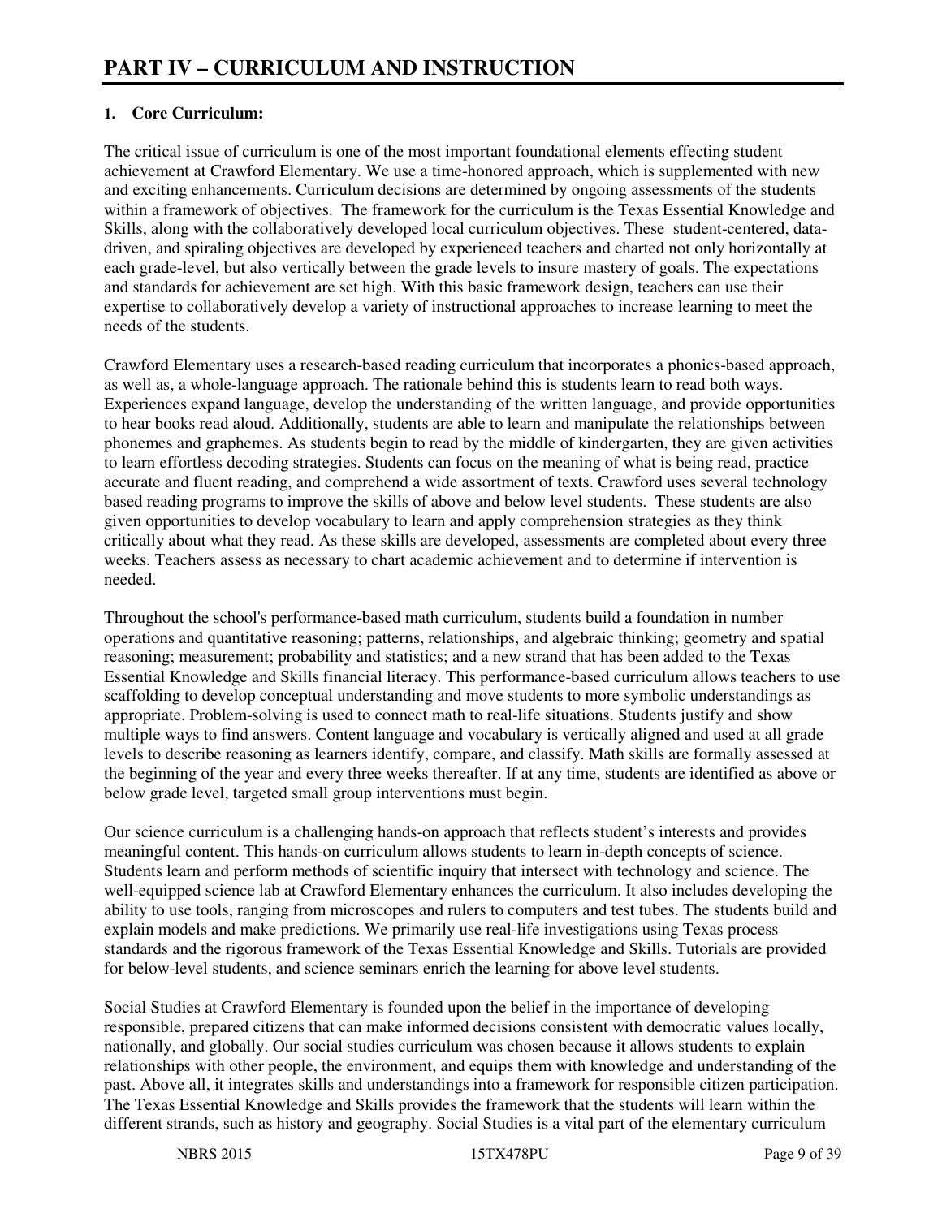# PART IV – CURRICULUM AND INSTRUCTION

**1. Core Curriculum:**

The critical issue of curriculum is one of the most important foundational elements effecting student achievement at Crawford Elementary. We use a time-honored approach, which is supplemented with new and exciting enhancements. Curriculum decisions are determined by ongoing assessments of the students within a framework of objectives. The framework for the curriculum is the Texas Essential Knowledge and Skills, along with the collaboratively developed local curriculum objectives. These student-centered, data-driven, and spiraling objectives are developed by experienced teachers and charted not only horizontally at each grade-level, but also vertically between the grade levels to insure mastery of goals. The expectations and standards for achievement are set high. With this basic framework design, teachers can use their expertise to collaboratively develop a variety of instructional approaches to increase learning to meet the needs of the students.

Crawford Elementary uses a research-based reading curriculum that incorporates a phonics-based approach, as well as, a whole-language approach. The rationale behind this is students learn to read both ways. Experiences expand language, develop the understanding of the written language, and provide opportunities to hear books read aloud. Additionally, students are able to learn and manipulate the relationships between phonemes and graphemes. As students begin to read by the middle of kindergarten, they are given activities to learn effortless decoding strategies. Students can focus on the meaning of what is being read, practice accurate and fluent reading, and comprehend a wide assortment of texts. Crawford uses several technology based reading programs to improve the skills of above and below level students. These students are also given opportunities to develop vocabulary to learn and apply comprehension strategies as they think critically about what they read. As these skills are developed, assessments are completed about every three weeks. Teachers assess as necessary to chart academic achievement and to determine if intervention is needed.

Throughout the school's performance-based math curriculum, students build a foundation in number operations and quantitative reasoning; patterns, relationships, and algebraic thinking; geometry and spatial reasoning; measurement; probability and statistics; and a new strand that has been added to the Texas Essential Knowledge and Skills financial literacy. This performance-based curriculum allows teachers to use scaffolding to develop conceptual understanding and move students to more symbolic understandings as appropriate. Problem-solving is used to connect math to real-life situations. Students justify and show multiple ways to find answers. Content language and vocabulary is vertically aligned and used at all grade levels to describe reasoning as learners identify, compare, and classify. Math skills are formally assessed at the beginning of the year and every three weeks thereafter. If at any time, students are identified as above or below grade level, targeted small group interventions must begin.

Our science curriculum is a challenging hands-on approach that reflects student's interests and provides meaningful content. This hands-on curriculum allows students to learn in-depth concepts of science. Students learn and perform methods of scientific inquiry that intersect with technology and science. The well-equipped science lab at Crawford Elementary enhances the curriculum. It also includes developing the ability to use tools, ranging from microscopes and rulers to computers and test tubes. The students build and explain models and make predictions. We primarily use real-life investigations using Texas process standards and the rigorous framework of the Texas Essential Knowledge and Skills. Tutorials are provided for below-level students, and science seminars enrich the learning for above level students.

Social Studies at Crawford Elementary is founded upon the belief in the importance of developing responsible, prepared citizens that can make informed decisions consistent with democratic values locally, nationally, and globally. Our social studies curriculum was chosen because it allows students to explain relationships with other people, the environment, and equips them with knowledge and understanding of the past. Above all, it integrates skills and understandings into a framework for responsible citizen participation. The Texas Essential Knowledge and Skills provides the framework that the students will learn within the different strands, such as history and geography. Social Studies is a vital part of the elementary curriculum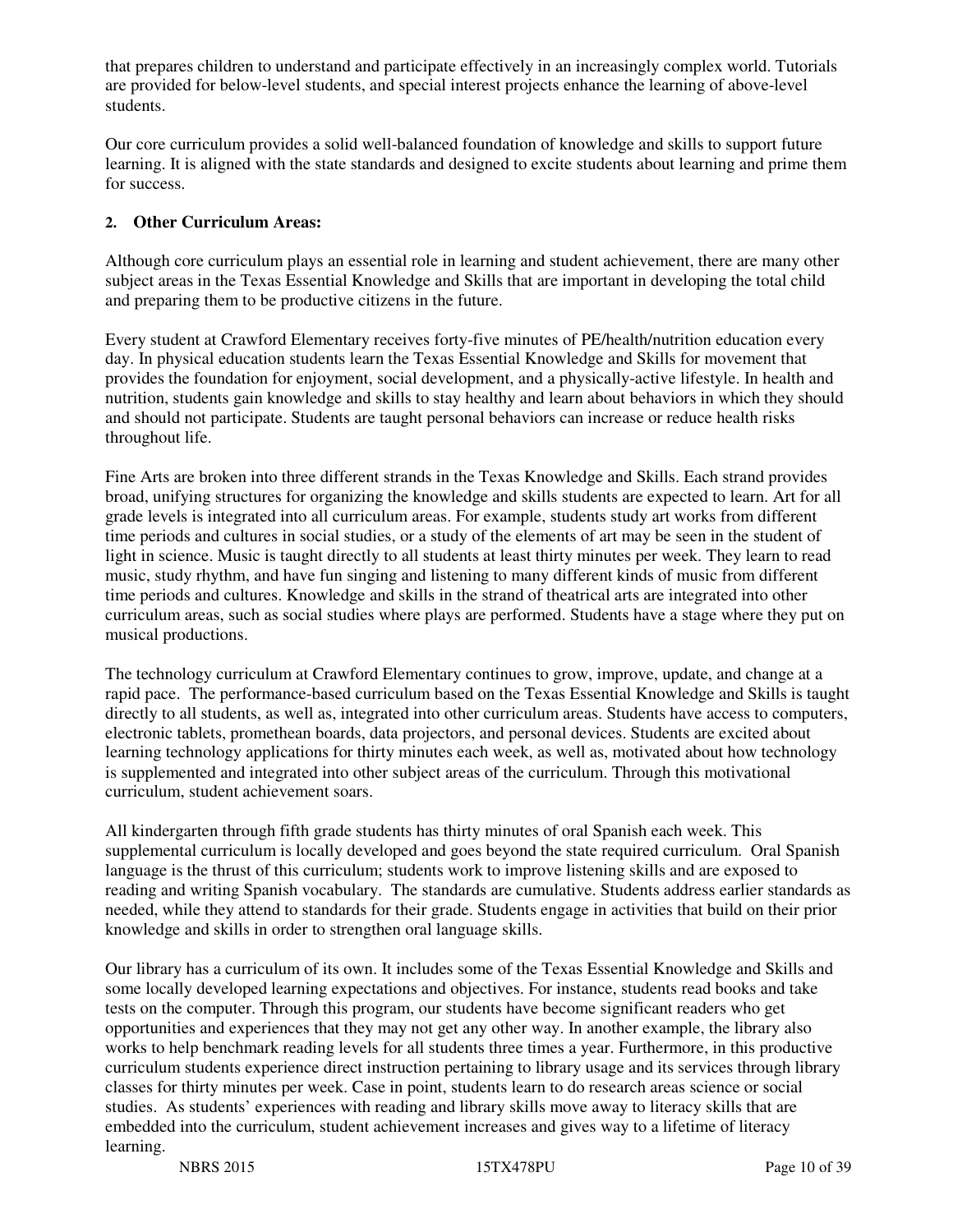that prepares children to understand and participate effectively in an increasingly complex world. Tutorials are provided for below-level students, and special interest projects enhance the learning of above-level students.

Our core curriculum provides a solid well-balanced foundation of knowledge and skills to support future learning. It is aligned with the state standards and designed to excite students about learning and prime them for success.

**2. Other Curriculum Areas:**

Although core curriculum plays an essential role in learning and student achievement, there are many other subject areas in the Texas Essential Knowledge and Skills that are important in developing the total child and preparing them to be productive citizens in the future.

Every student at Crawford Elementary receives forty-five minutes of PE/health/nutrition education every day. In physical education students learn the Texas Essential Knowledge and Skills for movement that provides the foundation for enjoyment, social development, and a physically-active lifestyle. In health and nutrition, students gain knowledge and skills to stay healthy and learn about behaviors in which they should and should not participate. Students are taught personal behaviors can increase or reduce health risks throughout life.

Fine Arts are broken into three different strands in the Texas Knowledge and Skills. Each strand provides broad, unifying structures for organizing the knowledge and skills students are expected to learn. Art for all grade levels is integrated into all curriculum areas. For example, students study art works from different time periods and cultures in social studies, or a study of the elements of art may be seen in the student of light in science. Music is taught directly to all students at least thirty minutes per week. They learn to read music, study rhythm, and have fun singing and listening to many different kinds of music from different time periods and cultures. Knowledge and skills in the strand of theatrical arts are integrated into other curriculum areas, such as social studies where plays are performed. Students have a stage where they put on musical productions.

The technology curriculum at Crawford Elementary continues to grow, improve, update, and change at a rapid pace. The performance-based curriculum based on the Texas Essential Knowledge and Skills is taught directly to all students, as well as, integrated into other curriculum areas. Students have access to computers, electronic tablets, promethean boards, data projectors, and personal devices. Students are excited about learning technology applications for thirty minutes each week, as well as, motivated about how technology is supplemented and integrated into other subject areas of the curriculum. Through this motivational curriculum, student achievement soars.

All kindergarten through fifth grade students has thirty minutes of oral Spanish each week. This supplemental curriculum is locally developed and goes beyond the state required curriculum. Oral Spanish language is the thrust of this curriculum; students work to improve listening skills and are exposed to reading and writing Spanish vocabulary. The standards are cumulative. Students address earlier standards as needed, while they attend to standards for their grade. Students engage in activities that build on their prior knowledge and skills in order to strengthen oral language skills.

Our library has a curriculum of its own. It includes some of the Texas Essential Knowledge and Skills and some locally developed learning expectations and objectives. For instance, students read books and take tests on the computer. Through this program, our students have become significant readers who get opportunities and experiences that they may not get any other way. In another example, the library also works to help benchmark reading levels for all students three times a year. Furthermore, in this productive curriculum students experience direct instruction pertaining to library usage and its services through library classes for thirty minutes per week. Case in point, students learn to do research areas science or social studies. As students' experiences with reading and library skills move away to literacy skills that are embedded into the curriculum, student achievement increases and gives way to a lifetime of literacy learning.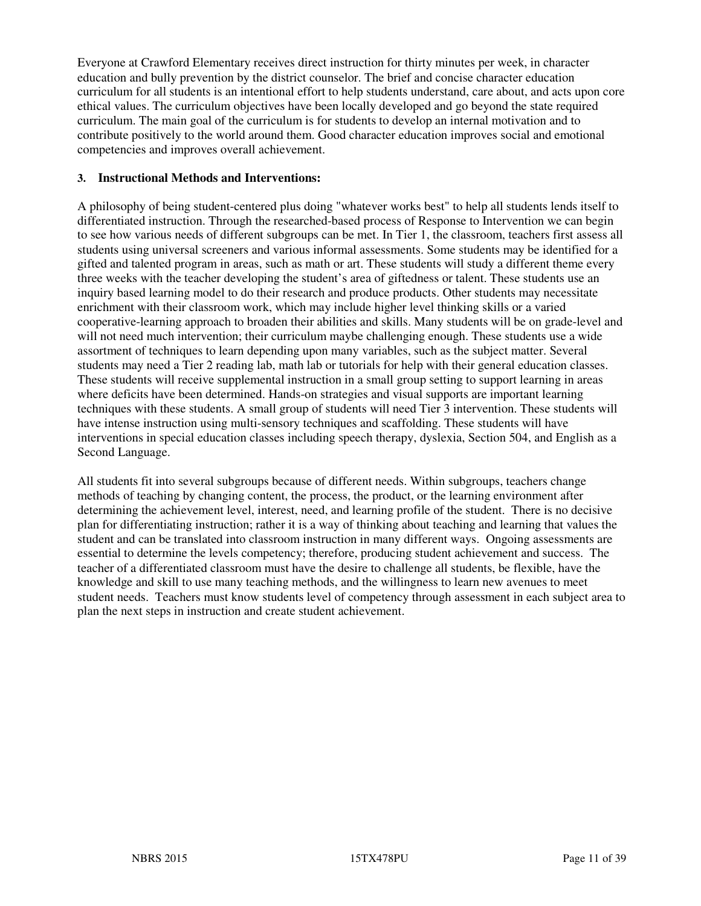Everyone at Crawford Elementary receives direct instruction for thirty minutes per week, in character education and bully prevention by the district counselor. The brief and concise character education curriculum for all students is an intentional effort to help students understand, care about, and acts upon core ethical values. The curriculum objectives have been locally developed and go beyond the state required curriculum. The main goal of the curriculum is for students to develop an internal motivation and to contribute positively to the world around them. Good character education improves social and emotional competencies and improves overall achievement.

### 3. Instructional Methods and Interventions:

A philosophy of being student-centered plus doing "whatever works best" to help all students lends itself to differentiated instruction. Through the researched-based process of Response to Intervention we can begin to see how various needs of different subgroups can be met. In Tier 1, the classroom, teachers first assess all students using universal screeners and various informal assessments. Some students may be identified for a gifted and talented program in areas, such as math or art. These students will study a different theme every three weeks with the teacher developing the student's area of giftedness or talent. These students use an inquiry based learning model to do their research and produce products. Other students may necessitate enrichment with their classroom work, which may include higher level thinking skills or a varied cooperative-learning approach to broaden their abilities and skills. Many students will be on grade-level and will not need much intervention; their curriculum maybe challenging enough. These students use a wide assortment of techniques to learn depending upon many variables, such as the subject matter. Several students may need a Tier 2 reading lab, math lab or tutorials for help with their general education classes. These students will receive supplemental instruction in a small group setting to support learning in areas where deficits have been determined. Hands-on strategies and visual supports are important learning techniques with these students. A small group of students will need Tier 3 intervention. These students will have intense instruction using multi-sensory techniques and scaffolding. These students will have interventions in special education classes including speech therapy, dyslexia, Section 504, and English as a Second Language.

All students fit into several subgroups because of different needs. Within subgroups, teachers change methods of teaching by changing content, the process, the product, or the learning environment after determining the achievement level, interest, need, and learning profile of the student. There is no decisive plan for differentiating instruction; rather it is a way of thinking about teaching and learning that values the student and can be translated into classroom instruction in many different ways. Ongoing assessments are essential to determine the levels competency; therefore, producing student achievement and success. The teacher of a differentiated classroom must have the desire to challenge all students, be flexible, have the knowledge and skill to use many teaching methods, and the willingness to learn new avenues to meet student needs. Teachers must know students level of competency through assessment in each subject area to plan the next steps in instruction and create student achievement.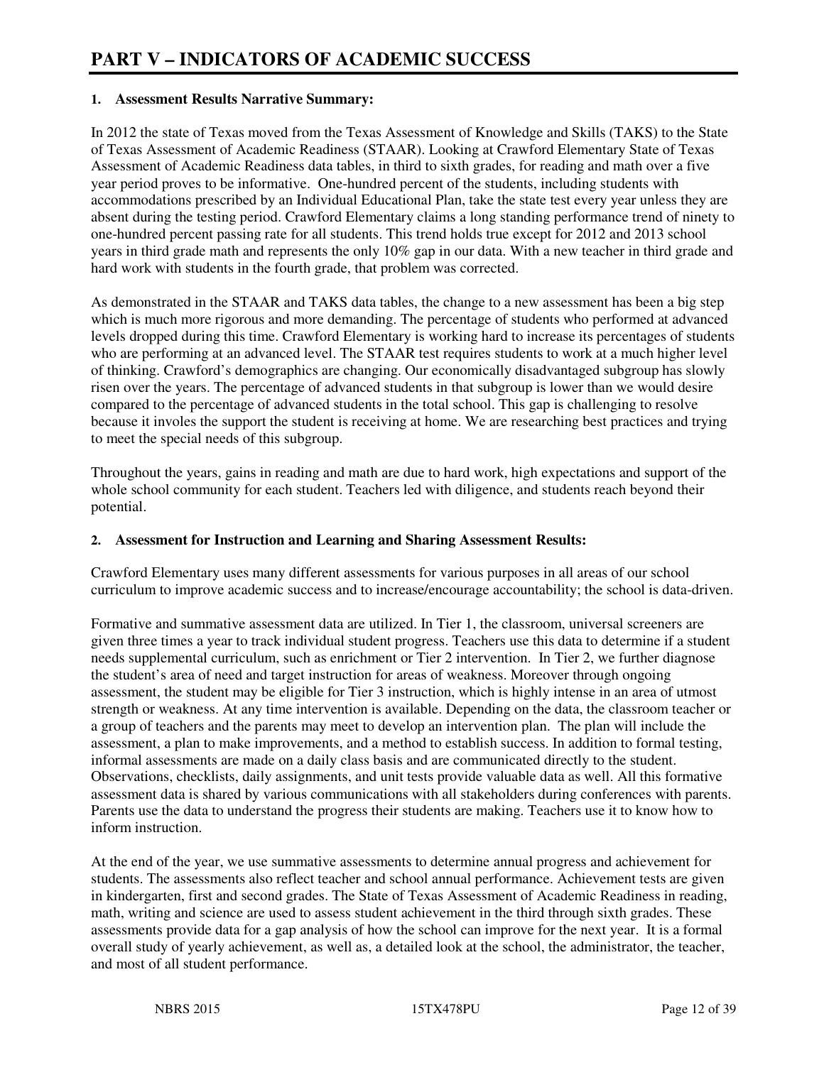# PART V – INDICATORS OF ACADEMIC SUCCESS

## 1. Assessment Results Narrative Summary:

In 2012 the state of Texas moved from the Texas Assessment of Knowledge and Skills (TAKS) to the State of Texas Assessment of Academic Readiness (STAAR). Looking at Crawford Elementary State of Texas Assessment of Academic Readiness data tables, in third to sixth grades, for reading and math over a five year period proves to be informative. One-hundred percent of the students, including students with accommodations prescribed by an Individual Educational Plan, take the state test every year unless they are absent during the testing period. Crawford Elementary claims a long standing performance trend of ninety to one-hundred percent passing rate for all students. This trend holds true except for 2012 and 2013 school years in third grade math and represents the only 10% gap in our data. With a new teacher in third grade and hard work with students in the fourth grade, that problem was corrected.

As demonstrated in the STAAR and TAKS data tables, the change to a new assessment has been a big step which is much more rigorous and more demanding. The percentage of students who performed at advanced levels dropped during this time. Crawford Elementary is working hard to increase its percentages of students who are performing at an advanced level. The STAAR test requires students to work at a much higher level of thinking. Crawford's demographics are changing. Our economically disadvantaged subgroup has slowly risen over the years. The percentage of advanced students in that subgroup is lower than we would desire compared to the percentage of advanced students in the total school. This gap is challenging to resolve because it involes the support the student is receiving at home. We are researching best practices and trying to meet the special needs of this subgroup.

Throughout the years, gains in reading and math are due to hard work, high expectations and support of the whole school community for each student. Teachers led with diligence, and students reach beyond their potential.

## 2. Assessment for Instruction and Learning and Sharing Assessment Results:

Crawford Elementary uses many different assessments for various purposes in all areas of our school curriculum to improve academic success and to increase/encourage accountability; the school is data-driven.

Formative and summative assessment data are utilized. In Tier 1, the classroom, universal screeners are given three times a year to track individual student progress. Teachers use this data to determine if a student needs supplemental curriculum, such as enrichment or Tier 2 intervention. In Tier 2, we further diagnose the student's area of need and target instruction for areas of weakness. Moreover through ongoing assessment, the student may be eligible for Tier 3 instruction, which is highly intense in an area of utmost strength or weakness. At any time intervention is available. Depending on the data, the classroom teacher or a group of teachers and the parents may meet to develop an intervention plan. The plan will include the assessment, a plan to make improvements, and a method to establish success. In addition to formal testing, informal assessments are made on a daily class basis and are communicated directly to the student. Observations, checklists, daily assignments, and unit tests provide valuable data as well. All this formative assessment data is shared by various communications with all stakeholders during conferences with parents. Parents use the data to understand the progress their students are making. Teachers use it to know how to inform instruction.

At the end of the year, we use summative assessments to determine annual progress and achievement for students. The assessments also reflect teacher and school annual performance. Achievement tests are given in kindergarten, first and second grades. The State of Texas Assessment of Academic Readiness in reading, math, writing and science are used to assess student achievement in the third through sixth grades. These assessments provide data for a gap analysis of how the school can improve for the next year. It is a formal overall study of yearly achievement, as well as, a detailed look at the school, the administrator, the teacher, and most of all student performance.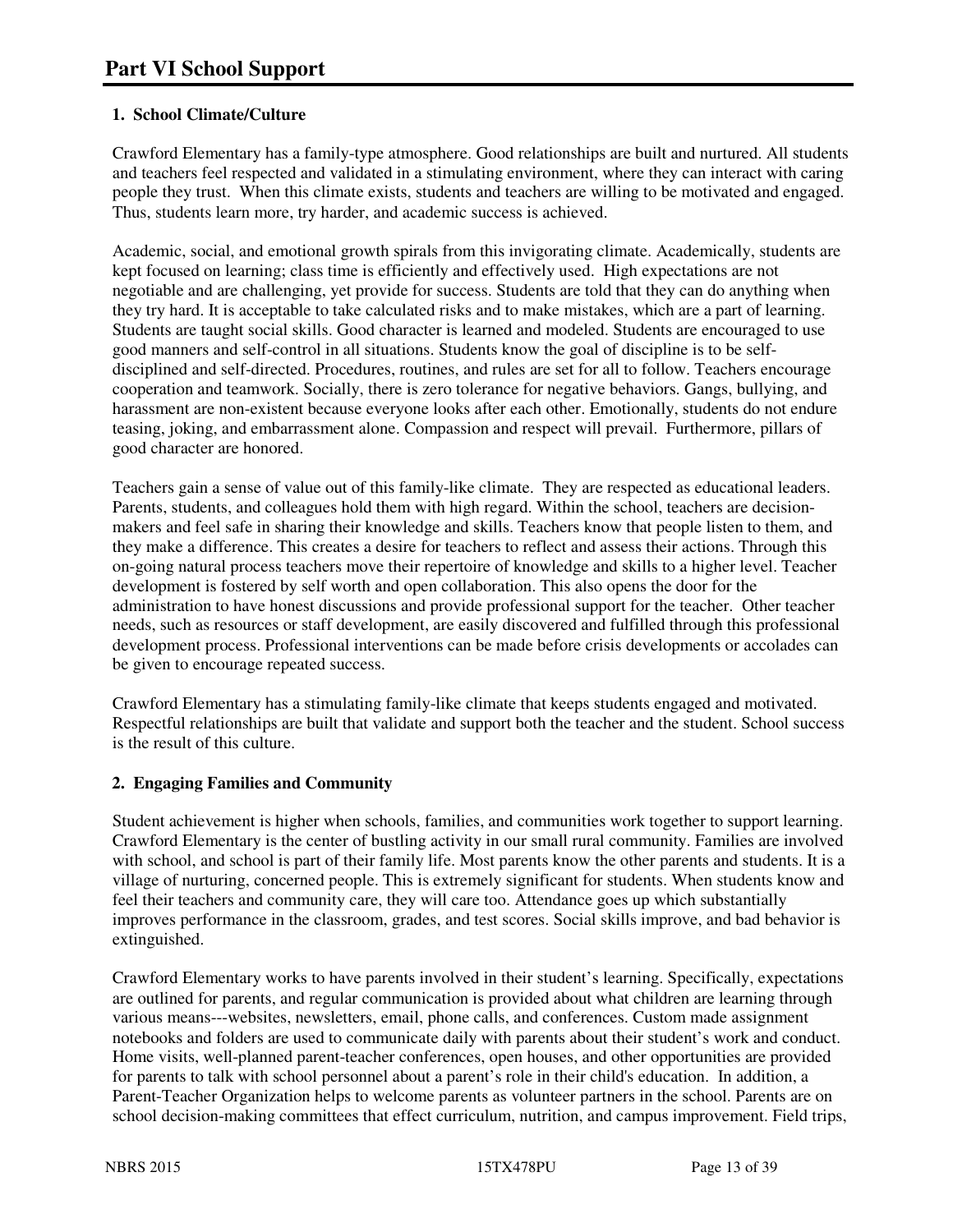# Part VI School Support

### 1. School Climate/Culture

Crawford Elementary has a family-type atmosphere. Good relationships are built and nurtured. All students and teachers feel respected and validated in a stimulating environment, where they can interact with caring people they trust. When this climate exists, students and teachers are willing to be motivated and engaged. Thus, students learn more, try harder, and academic success is achieved.

Academic, social, and emotional growth spirals from this invigorating climate. Academically, students are kept focused on learning; class time is efficiently and effectively used. High expectations are not negotiable and are challenging, yet provide for success. Students are told that they can do anything when they try hard. It is acceptable to take calculated risks and to make mistakes, which are a part of learning. Students are taught social skills. Good character is learned and modeled. Students are encouraged to use good manners and self-control in all situations. Students know the goal of discipline is to be self-disciplined and self-directed. Procedures, routines, and rules are set for all to follow. Teachers encourage cooperation and teamwork. Socially, there is zero tolerance for negative behaviors. Gangs, bullying, and harassment are non-existent because everyone looks after each other. Emotionally, students do not endure teasing, joking, and embarrassment alone. Compassion and respect will prevail. Furthermore, pillars of good character are honored.

Teachers gain a sense of value out of this family-like climate. They are respected as educational leaders. Parents, students, and colleagues hold them with high regard. Within the school, teachers are decision-makers and feel safe in sharing their knowledge and skills. Teachers know that people listen to them, and they make a difference. This creates a desire for teachers to reflect and assess their actions. Through this on-going natural process teachers move their repertoire of knowledge and skills to a higher level. Teacher development is fostered by self worth and open collaboration. This also opens the door for the administration to have honest discussions and provide professional support for the teacher. Other teacher needs, such as resources or staff development, are easily discovered and fulfilled through this professional development process. Professional interventions can be made before crisis developments or accolades can be given to encourage repeated success.

Crawford Elementary has a stimulating family-like climate that keeps students engaged and motivated. Respectful relationships are built that validate and support both the teacher and the student. School success is the result of this culture.

### 2. Engaging Families and Community

Student achievement is higher when schools, families, and communities work together to support learning. Crawford Elementary is the center of bustling activity in our small rural community. Families are involved with school, and school is part of their family life. Most parents know the other parents and students. It is a village of nurturing, concerned people. This is extremely significant for students. When students know and feel their teachers and community care, they will care too. Attendance goes up which substantially improves performance in the classroom, grades, and test scores. Social skills improve, and bad behavior is extinguished.

Crawford Elementary works to have parents involved in their student's learning. Specifically, expectations are outlined for parents, and regular communication is provided about what children are learning through various means---websites, newsletters, email, phone calls, and conferences. Custom made assignment notebooks and folders are used to communicate daily with parents about their student's work and conduct. Home visits, well-planned parent-teacher conferences, open houses, and other opportunities are provided for parents to talk with school personnel about a parent's role in their child's education. In addition, a Parent-Teacher Organization helps to welcome parents as volunteer partners in the school. Parents are on school decision-making committees that effect curriculum, nutrition, and campus improvement. Field trips,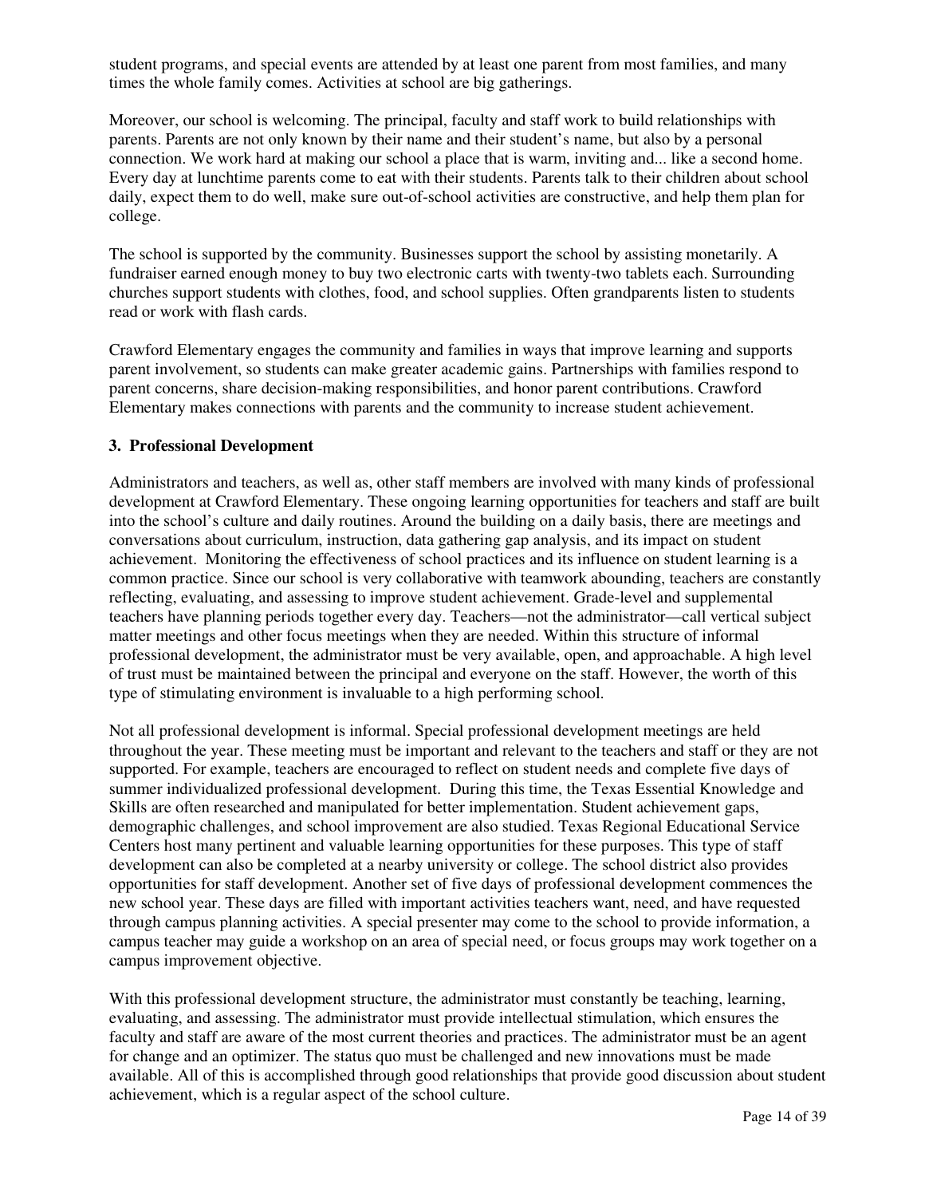student programs, and special events are attended by at least one parent from most families, and many times the whole family comes. Activities at school are big gatherings.

Moreover, our school is welcoming. The principal, faculty and staff work to build relationships with parents. Parents are not only known by their name and their student's name, but also by a personal connection. We work hard at making our school a place that is warm, inviting and... like a second home. Every day at lunchtime parents come to eat with their students. Parents talk to their children about school daily, expect them to do well, make sure out-of-school activities are constructive, and help them plan for college.

The school is supported by the community. Businesses support the school by assisting monetarily. A fundraiser earned enough money to buy two electronic carts with twenty-two tablets each. Surrounding churches support students with clothes, food, and school supplies. Often grandparents listen to students read or work with flash cards.

Crawford Elementary engages the community and families in ways that improve learning and supports parent involvement, so students can make greater academic gains. Partnerships with families respond to parent concerns, share decision-making responsibilities, and honor parent contributions. Crawford Elementary makes connections with parents and the community to increase student achievement.

**3. Professional Development**

Administrators and teachers, as well as, other staff members are involved with many kinds of professional development at Crawford Elementary. These ongoing learning opportunities for teachers and staff are built into the school's culture and daily routines. Around the building on a daily basis, there are meetings and conversations about curriculum, instruction, data gathering gap analysis, and its impact on student achievement. Monitoring the effectiveness of school practices and its influence on student learning is a common practice. Since our school is very collaborative with teamwork abounding, teachers are constantly reflecting, evaluating, and assessing to improve student achievement. Grade-level and supplemental teachers have planning periods together every day. Teachers—not the administrator—call vertical subject matter meetings and other focus meetings when they are needed. Within this structure of informal professional development, the administrator must be very available, open, and approachable. A high level of trust must be maintained between the principal and everyone on the staff. However, the worth of this type of stimulating environment is invaluable to a high performing school.

Not all professional development is informal. Special professional development meetings are held throughout the year. These meeting must be important and relevant to the teachers and staff or they are not supported. For example, teachers are encouraged to reflect on student needs and complete five days of summer individualized professional development. During this time, the Texas Essential Knowledge and Skills are often researched and manipulated for better implementation. Student achievement gaps, demographic challenges, and school improvement are also studied. Texas Regional Educational Service Centers host many pertinent and valuable learning opportunities for these purposes. This type of staff development can also be completed at a nearby university or college. The school district also provides opportunities for staff development. Another set of five days of professional development commences the new school year. These days are filled with important activities teachers want, need, and have requested through campus planning activities. A special presenter may come to the school to provide information, a campus teacher may guide a workshop on an area of special need, or focus groups may work together on a campus improvement objective.

With this professional development structure, the administrator must constantly be teaching, learning, evaluating, and assessing. The administrator must provide intellectual stimulation, which ensures the faculty and staff are aware of the most current theories and practices. The administrator must be an agent for change and an optimizer. The status quo must be challenged and new innovations must be made available. All of this is accomplished through good relationships that provide good discussion about student achievement, which is a regular aspect of the school culture.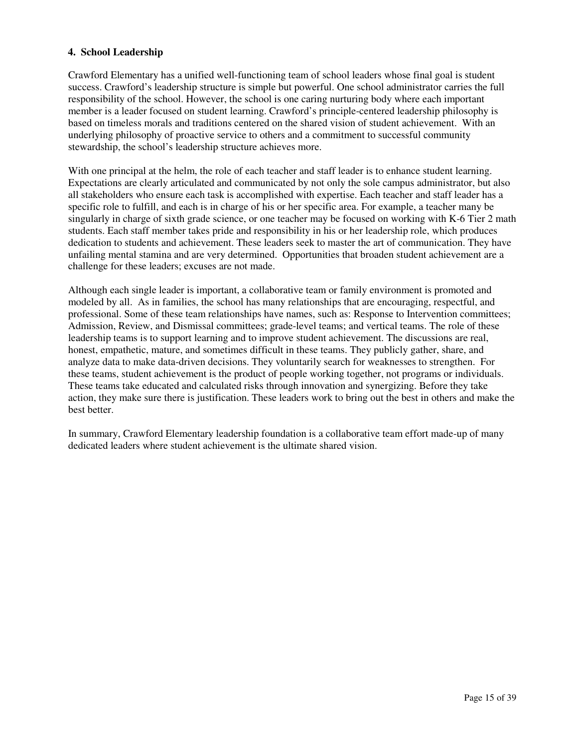**4. School Leadership**

Crawford Elementary has a unified well-functioning team of school leaders whose final goal is student success. Crawford's leadership structure is simple but powerful. One school administrator carries the full responsibility of the school. However, the school is one caring nurturing body where each important member is a leader focused on student learning. Crawford's principle-centered leadership philosophy is based on timeless morals and traditions centered on the shared vision of student achievement. With an underlying philosophy of proactive service to others and a commitment to successful community stewardship, the school's leadership structure achieves more.

With one principal at the helm, the role of each teacher and staff leader is to enhance student learning. Expectations are clearly articulated and communicated by not only the sole campus administrator, but also all stakeholders who ensure each task is accomplished with expertise. Each teacher and staff leader has a specific role to fulfill, and each is in charge of his or her specific area. For example, a teacher many be singularly in charge of sixth grade science, or one teacher may be focused on working with K-6 Tier 2 math students. Each staff member takes pride and responsibility in his or her leadership role, which produces dedication to students and achievement. These leaders seek to master the art of communication. They have unfailing mental stamina and are very determined. Opportunities that broaden student achievement are a challenge for these leaders; excuses are not made.

Although each single leader is important, a collaborative team or family environment is promoted and modeled by all. As in families, the school has many relationships that are encouraging, respectful, and professional. Some of these team relationships have names, such as: Response to Intervention committees; Admission, Review, and Dismissal committees; grade-level teams; and vertical teams. The role of these leadership teams is to support learning and to improve student achievement. The discussions are real, honest, empathetic, mature, and sometimes difficult in these teams. They publicly gather, share, and analyze data to make data-driven decisions. They voluntarily search for weaknesses to strengthen. For these teams, student achievement is the product of people working together, not programs or individuals. These teams take educated and calculated risks through innovation and synergizing. Before they take action, they make sure there is justification. These leaders work to bring out the best in others and make the best better.

In summary, Crawford Elementary leadership foundation is a collaborative team effort made-up of many dedicated leaders where student achievement is the ultimate shared vision.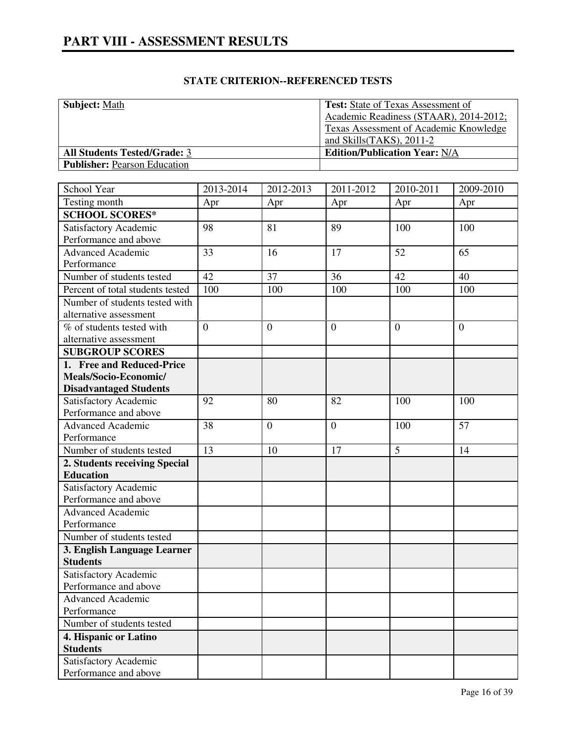# PART VIII - ASSESSMENT RESULTS

## STATE CRITERION--REFERENCED TESTS

| **Subject:** Math | **Test:** State of Texas Assessment of Academic Readiness (STAAR), 2014-2012; Texas Assessment of Academic Knowledge and Skills(TAKS), 2011-2 |
|---|---|
| **All Students Tested/Grade:** 3 | **Edition/Publication Year:** N/A |
| **Publisher:** Pearson Education | |

| School Year | 2013-2014 | 2012-2013 | 2011-2012 | 2010-2011 | 2009-2010 |
|---|---|---|---|---|---|
| Testing month | Apr | Apr | Apr | Apr | Apr |
| **SCHOOL SCORES*** | | | | | |
| Satisfactory Academic Performance and above | 98 | 81 | 89 | 100 | 100 |
| Advanced Academic Performance | 33 | 16 | 17 | 52 | 65 |
| Number of students tested | 42 | 37 | 36 | 42 | 40 |
| Percent of total students tested | 100 | 100 | 100 | 100 | 100 |
| Number of students tested with alternative assessment | | | | | |
| % of students tested with alternative assessment | 0 | 0 | 0 | 0 | 0 |
| **SUBGROUP SCORES** | | | | | |
| **1. Free and Reduced-Price Meals/Socio-Economic/ Disadvantaged Students** | | | | | |
| Satisfactory Academic Performance and above | 92 | 80 | 82 | 100 | 100 |
| Advanced Academic Performance | 38 | 0 | 0 | 100 | 57 |
| Number of students tested | 13 | 10 | 17 | 5 | 14 |
| **2. Students receiving Special Education** | | | | | |
| Satisfactory Academic Performance and above | | | | | |
| Advanced Academic Performance | | | | | |
| Number of students tested | | | | | |
| **3. English Language Learner Students** | | | | | |
| Satisfactory Academic Performance and above | | | | | |
| Advanced Academic Performance | | | | | |
| Number of students tested | | | | | |
| **4. Hispanic or Latino Students** | | | | | |
| Satisfactory Academic Performance and above | | | | | |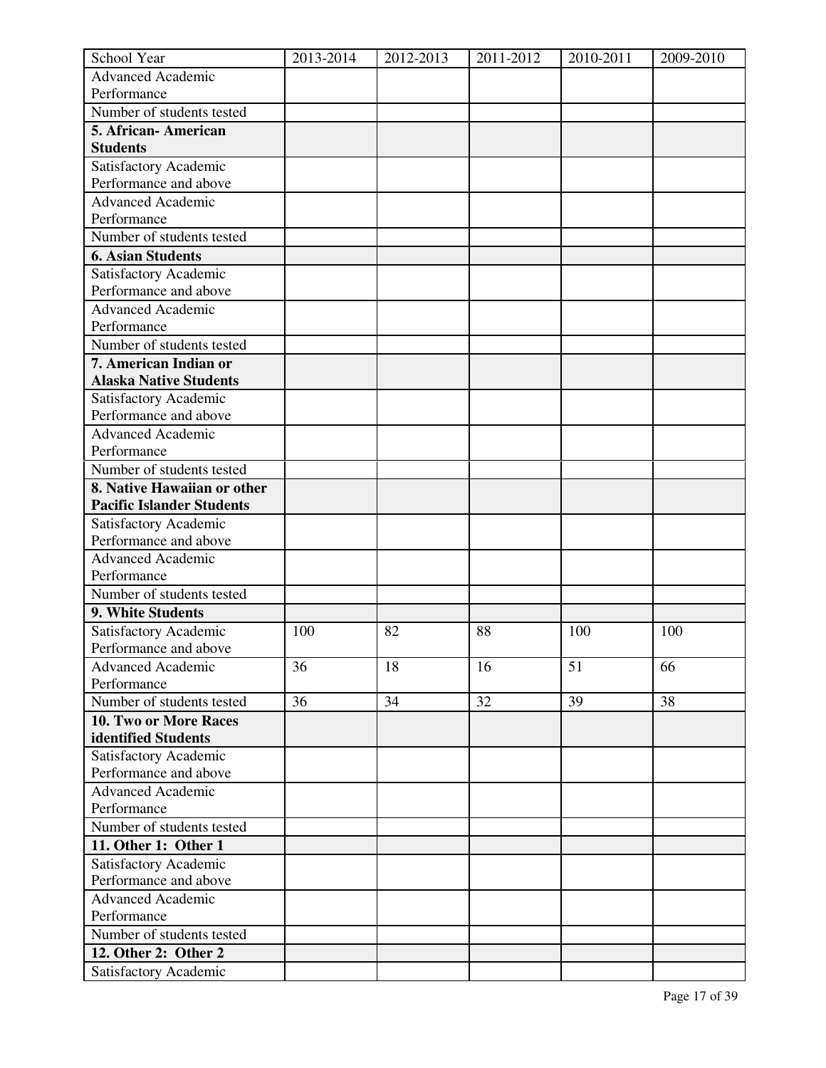| School Year | 2013-2014 | 2012-2013 | 2011-2012 | 2010-2011 | 2009-2010 |
|---|---|---|---|---|---|
| Advanced Academic Performance | | | | | |
| Number of students tested | | | | | |
| **5. African- American Students** | | | | | |
| Satisfactory Academic Performance and above | | | | | |
| Advanced Academic Performance | | | | | |
| Number of students tested | | | | | |
| **6. Asian Students** | | | | | |
| Satisfactory Academic Performance and above | | | | | |
| Advanced Academic Performance | | | | | |
| Number of students tested | | | | | |
| **7. American Indian or Alaska Native Students** | | | | | |
| Satisfactory Academic Performance and above | | | | | |
| Advanced Academic Performance | | | | | |
| Number of students tested | | | | | |
| **8. Native Hawaiian or other Pacific Islander Students** | | | | | |
| Satisfactory Academic Performance and above | | | | | |
| Advanced Academic Performance | | | | | |
| Number of students tested | | | | | |
| **9. White Students** | | | | | |
| Satisfactory Academic Performance and above | 100 | 82 | 88 | 100 | 100 |
| Advanced Academic Performance | 36 | 18 | 16 | 51 | 66 |
| Number of students tested | 36 | 34 | 32 | 39 | 38 |
| **10. Two or More Races identified Students** | | | | | |
| Satisfactory Academic Performance and above | | | | | |
| Advanced Academic Performance | | | | | |
| Number of students tested | | | | | |
| **11. Other 1: Other 1** | | | | | |
| Satisfactory Academic Performance and above | | | | | |
| Advanced Academic Performance | | | | | |
| Number of students tested | | | | | |
| **12. Other 2: Other 2** | | | | | |
| Satisfactory Academic | | | | | |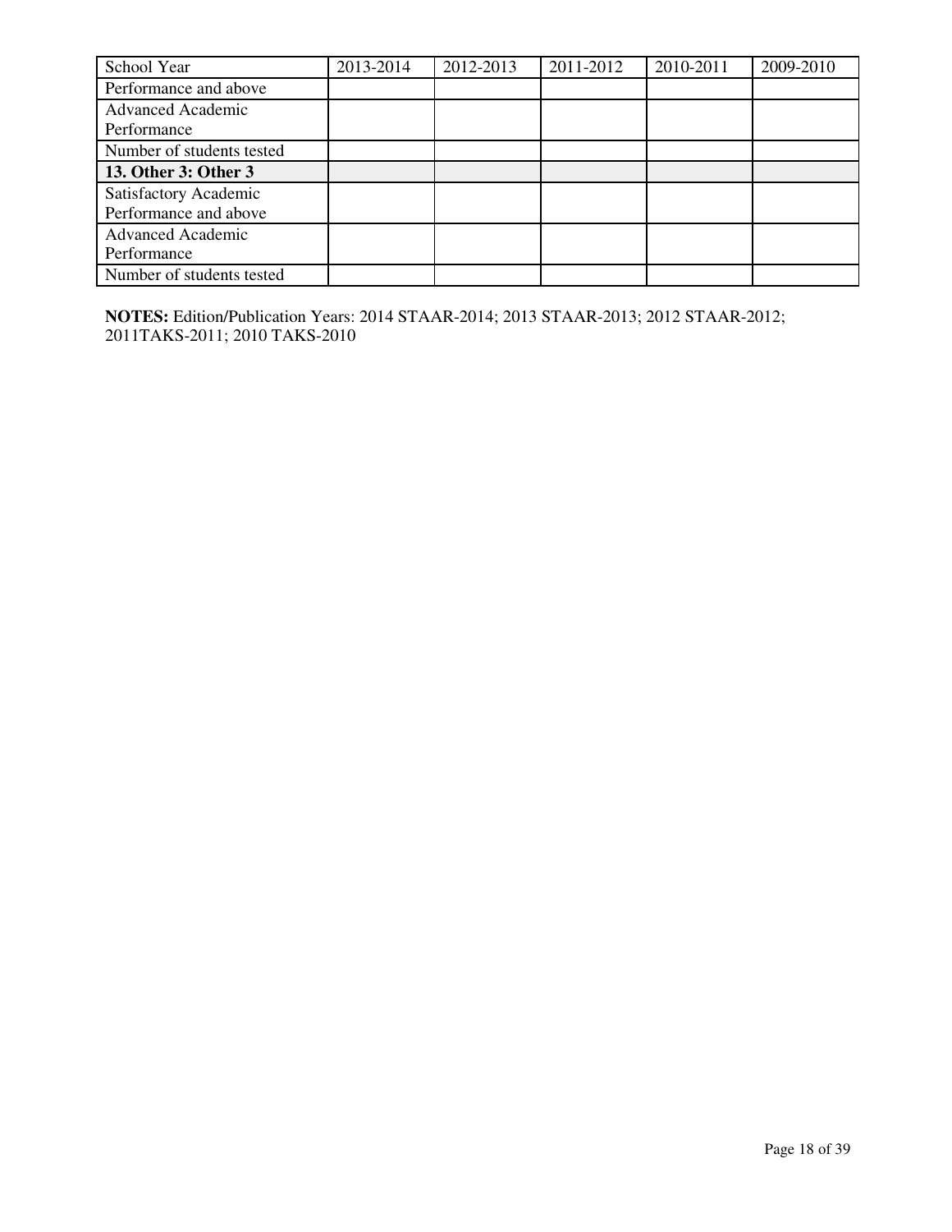| School Year | 2013-2014 | 2012-2013 | 2011-2012 | 2010-2011 | 2009-2010 |
|---|---|---|---|---|---|
| Performance and above | | | | | |
| Advanced Academic Performance | | | | | |
| Number of students tested | | | | | |
| **13. Other 3: Other 3** | | | | | |
| Satisfactory Academic Performance and above | | | | | |
| Advanced Academic Performance | | | | | |
| Number of students tested | | | | | |

**NOTES:** Edition/Publication Years: 2014 STAAR-2014; 2013 STAAR-2013; 2012 STAAR-2012; 2011TAKS-2011; 2010 TAKS-2010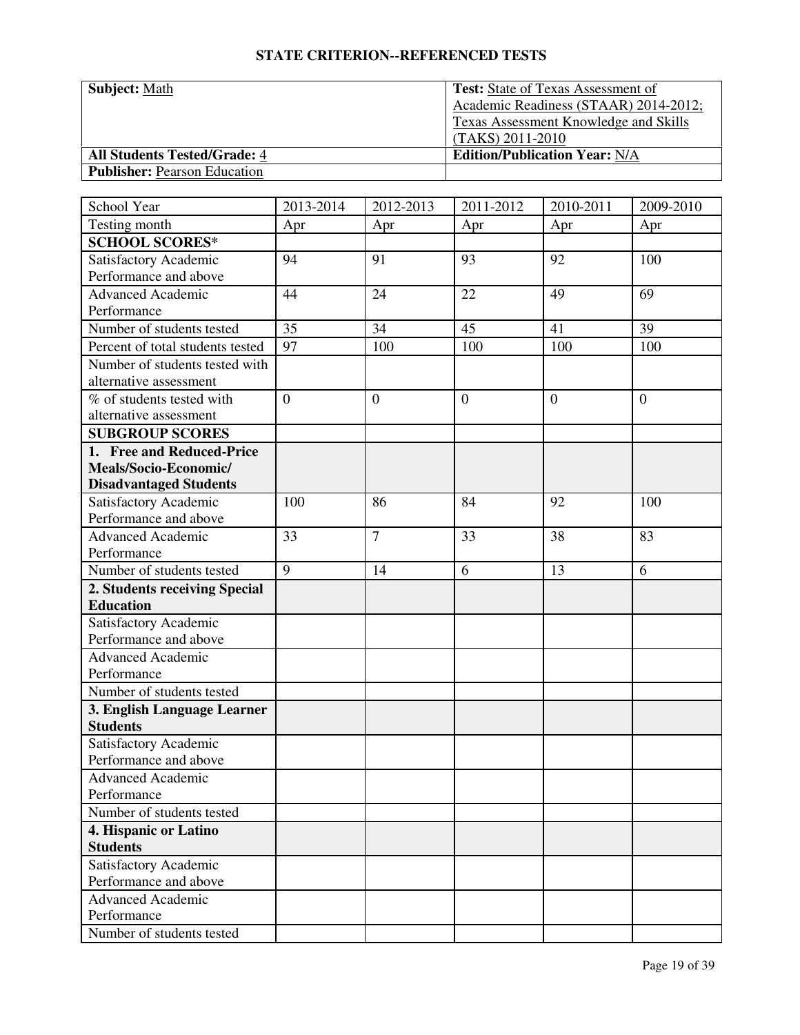# STATE CRITERION--REFERENCED TESTS

| **Subject:** Math | **Test:** State of Texas Assessment of Academic Readiness (STAAR) 2014-2012; Texas Assessment Knowledge and Skills (TAKS) 2011-2010 |
|---|---|
| **All Students Tested/Grade:** 4 | **Edition/Publication Year:** N/A |
| **Publisher:** Pearson Education | |

| School Year | 2013-2014 | 2012-2013 | 2011-2012 | 2010-2011 | 2009-2010 |
|---|---|---|---|---|---|
| Testing month | Apr | Apr | Apr | Apr | Apr |
| **SCHOOL SCORES*** | | | | | |
| Satisfactory Academic Performance and above | 94 | 91 | 93 | 92 | 100 |
| Advanced Academic Performance | 44 | 24 | 22 | 49 | 69 |
| Number of students tested | 35 | 34 | 45 | 41 | 39 |
| Percent of total students tested | 97 | 100 | 100 | 100 | 100 |
| Number of students tested with alternative assessment | | | | | |
| % of students tested with alternative assessment | 0 | 0 | 0 | 0 | 0 |
| **SUBGROUP SCORES** | | | | | |
| **1. Free and Reduced-Price Meals/Socio-Economic/ Disadvantaged Students** | | | | | |
| Satisfactory Academic Performance and above | 100 | 86 | 84 | 92 | 100 |
| Advanced Academic Performance | 33 | 7 | 33 | 38 | 83 |
| Number of students tested | 9 | 14 | 6 | 13 | 6 |
| **2. Students receiving Special Education** | | | | | |
| Satisfactory Academic Performance and above | | | | | |
| Advanced Academic Performance | | | | | |
| Number of students tested | | | | | |
| **3. English Language Learner Students** | | | | | |
| Satisfactory Academic Performance and above | | | | | |
| Advanced Academic Performance | | | | | |
| Number of students tested | | | | | |
| **4. Hispanic or Latino Students** | | | | | |
| Satisfactory Academic Performance and above | | | | | |
| Advanced Academic Performance | | | | | |
| Number of students tested | | | | | |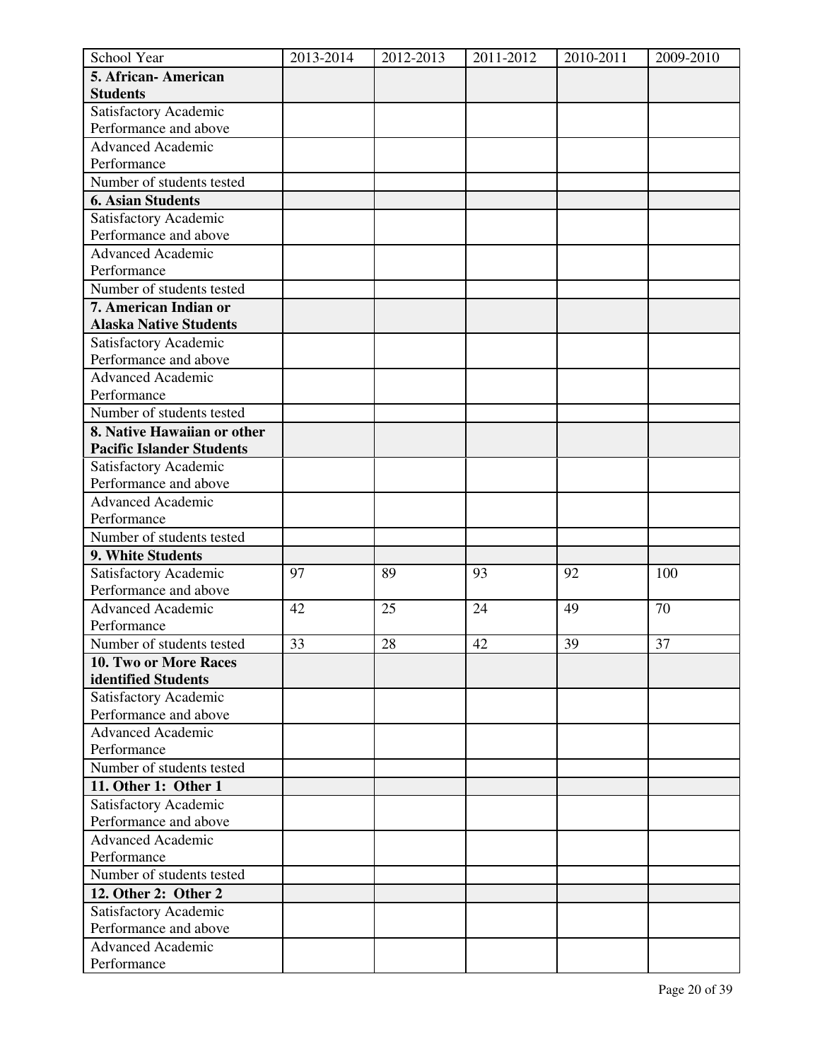| School Year | 2013-2014 | 2012-2013 | 2011-2012 | 2010-2011 | 2009-2010 |
|---|---|---|---|---|---|
| **5. African- American Students** | | | | | |
| Satisfactory Academic Performance and above | | | | | |
| Advanced Academic Performance | | | | | |
| Number of students tested | | | | | |
| **6. Asian Students** | | | | | |
| Satisfactory Academic Performance and above | | | | | |
| Advanced Academic Performance | | | | | |
| Number of students tested | | | | | |
| **7. American Indian or Alaska Native Students** | | | | | |
| Satisfactory Academic Performance and above | | | | | |
| Advanced Academic Performance | | | | | |
| Number of students tested | | | | | |
| **8. Native Hawaiian or other Pacific Islander Students** | | | | | |
| Satisfactory Academic Performance and above | | | | | |
| Advanced Academic Performance | | | | | |
| Number of students tested | | | | | |
| **9. White Students** | | | | | |
| Satisfactory Academic Performance and above | 97 | 89 | 93 | 92 | 100 |
| Advanced Academic Performance | 42 | 25 | 24 | 49 | 70 |
| Number of students tested | 33 | 28 | 42 | 39 | 37 |
| **10. Two or More Races identified Students** | | | | | |
| Satisfactory Academic Performance and above | | | | | |
| Advanced Academic Performance | | | | | |
| Number of students tested | | | | | |
| **11. Other 1: Other 1** | | | | | |
| Satisfactory Academic Performance and above | | | | | |
| Advanced Academic Performance | | | | | |
| Number of students tested | | | | | |
| **12. Other 2: Other 2** | | | | | |
| Satisfactory Academic Performance and above | | | | | |
| Advanced Academic Performance | | | | | |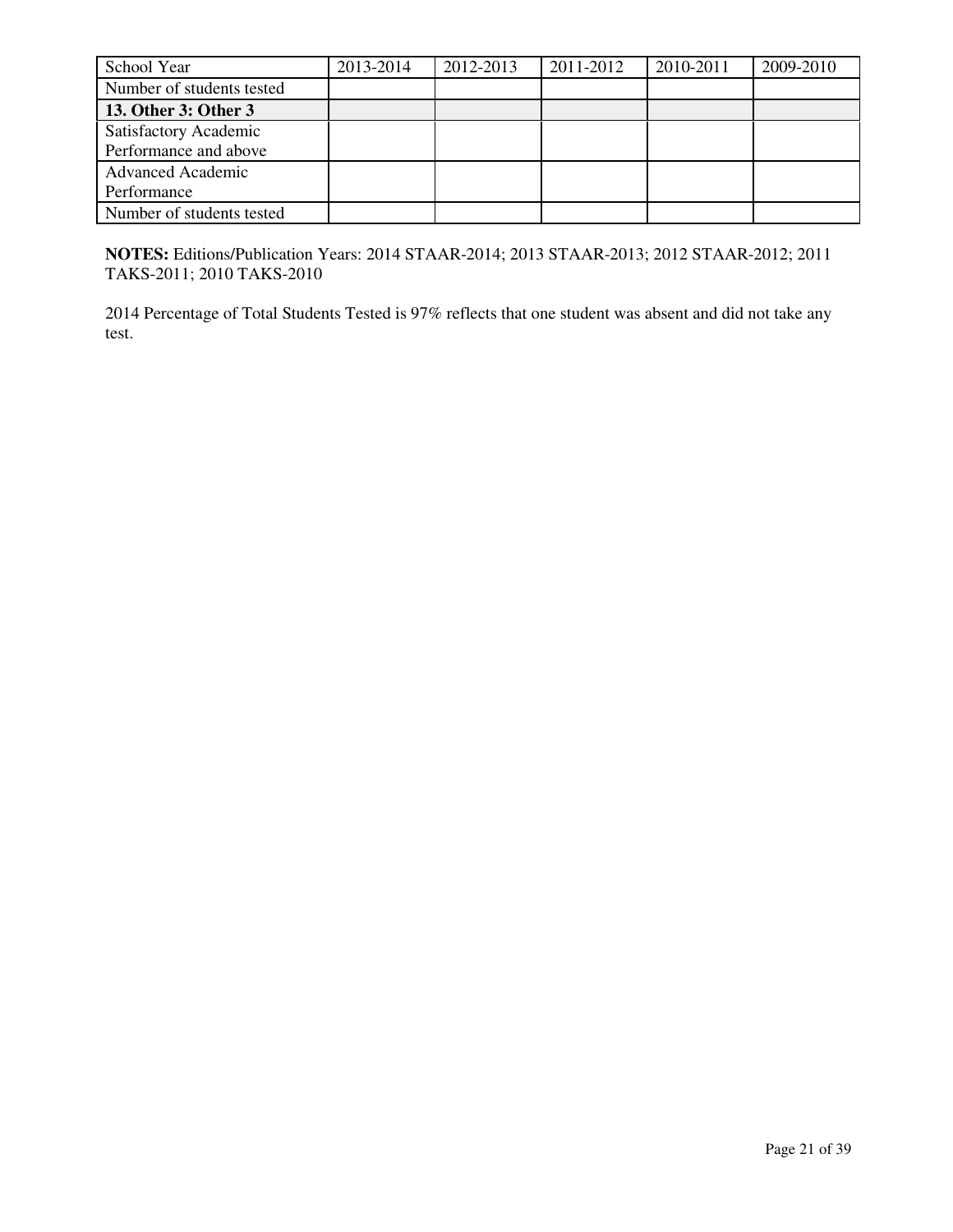| School Year | 2013-2014 | 2012-2013 | 2011-2012 | 2010-2011 | 2009-2010 |
| --- | --- | --- | --- | --- | --- |
| Number of students tested | | | | | |
| **13. Other 3: Other 3** | | | | | |
| Satisfactory Academic Performance and above | | | | | |
| Advanced Academic Performance | | | | | |
| Number of students tested | | | | | |

**NOTES:** Editions/Publication Years: 2014 STAAR-2014; 2013 STAAR-2013; 2012 STAAR-2012; 2011 TAKS-2011; 2010 TAKS-2010

2014 Percentage of Total Students Tested is 97% reflects that one student was absent and did not take any test.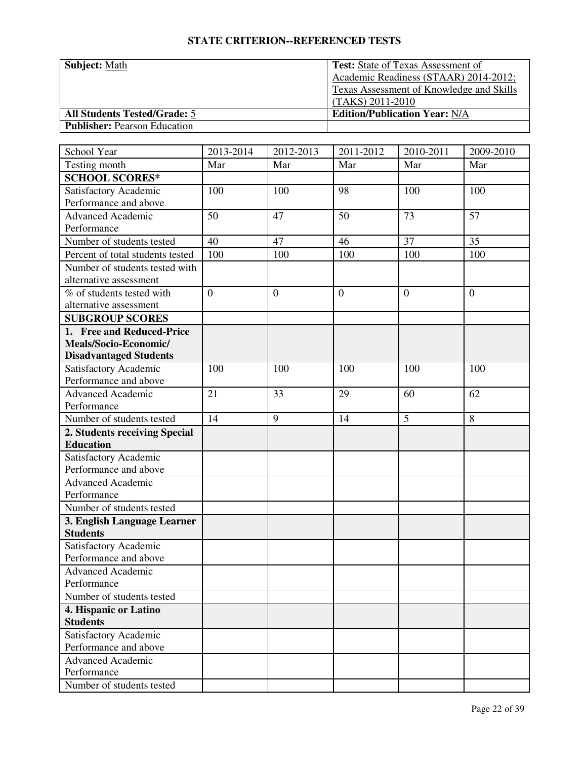## STATE CRITERION--REFERENCED TESTS

| **Subject:** Math | **Test:** State of Texas Assessment of Academic Readiness (STAAR) 2014-2012; Texas Assessment of Knowledge and Skills (TAKS) 2011-2010 |
|---|---|
| **All Students Tested/Grade:** 5 | **Edition/Publication Year:** N/A |
| **Publisher:** Pearson Education | |

| School Year | 2013-2014 | 2012-2013 | 2011-2012 | 2010-2011 | 2009-2010 |
|---|---|---|---|---|---|
| Testing month | Mar | Mar | Mar | Mar | Mar |
| **SCHOOL SCORES*** | | | | | |
| Satisfactory Academic Performance and above | 100 | 100 | 98 | 100 | 100 |
| Advanced Academic Performance | 50 | 47 | 50 | 73 | 57 |
| Number of students tested | 40 | 47 | 46 | 37 | 35 |
| Percent of total students tested | 100 | 100 | 100 | 100 | 100 |
| Number of students tested with alternative assessment | | | | | |
| % of students tested with alternative assessment | 0 | 0 | 0 | 0 | 0 |
| **SUBGROUP SCORES** | | | | | |
| **1. Free and Reduced-Price Meals/Socio-Economic/ Disadvantaged Students** | | | | | |
| Satisfactory Academic Performance and above | 100 | 100 | 100 | 100 | 100 |
| Advanced Academic Performance | 21 | 33 | 29 | 60 | 62 |
| Number of students tested | 14 | 9 | 14 | 5 | 8 |
| **2. Students receiving Special Education** | | | | | |
| Satisfactory Academic Performance and above | | | | | |
| Advanced Academic Performance | | | | | |
| Number of students tested | | | | | |
| **3. English Language Learner Students** | | | | | |
| Satisfactory Academic Performance and above | | | | | |
| Advanced Academic Performance | | | | | |
| Number of students tested | | | | | |
| **4. Hispanic or Latino Students** | | | | | |
| Satisfactory Academic Performance and above | | | | | |
| Advanced Academic Performance | | | | | |
| Number of students tested | | | | | |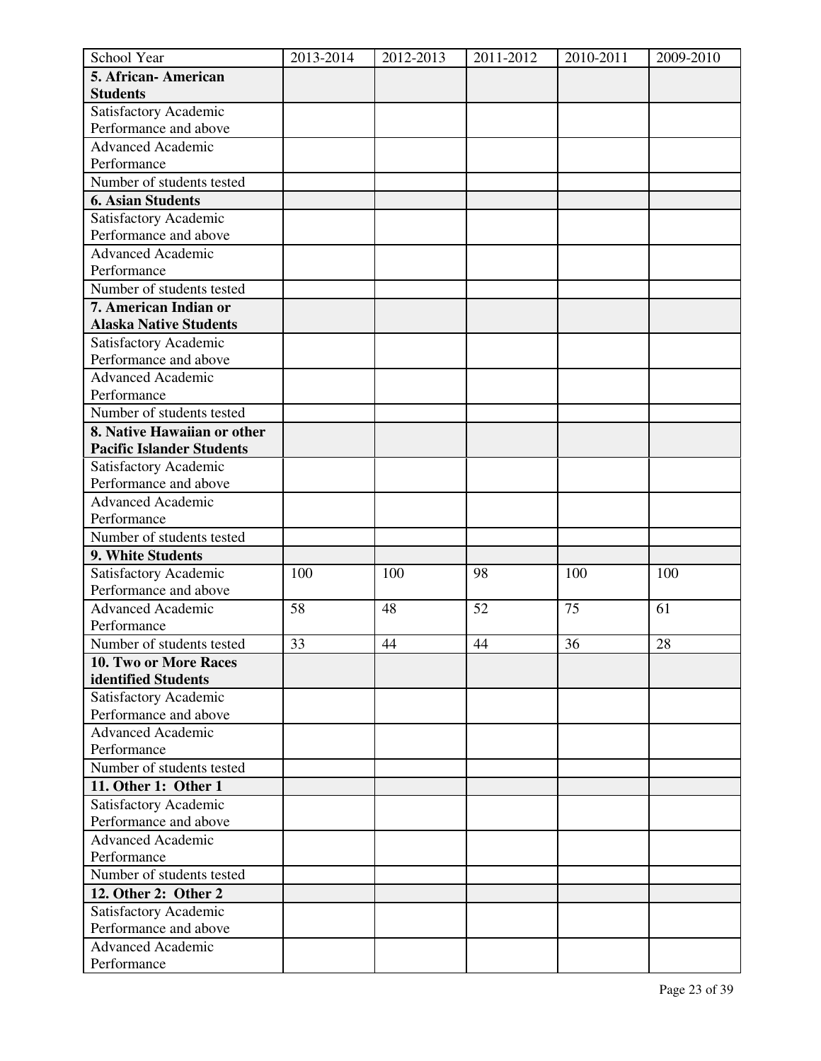| School Year | 2013-2014 | 2012-2013 | 2011-2012 | 2010-2011 | 2009-2010 |
|---|---|---|---|---|---|
| **5. African- American Students** | | | | | |
| Satisfactory Academic Performance and above | | | | | |
| Advanced Academic Performance | | | | | |
| Number of students tested | | | | | |
| **6. Asian Students** | | | | | |
| Satisfactory Academic Performance and above | | | | | |
| Advanced Academic Performance | | | | | |
| Number of students tested | | | | | |
| **7. American Indian or Alaska Native Students** | | | | | |
| Satisfactory Academic Performance and above | | | | | |
| Advanced Academic Performance | | | | | |
| Number of students tested | | | | | |
| **8. Native Hawaiian or other Pacific Islander Students** | | | | | |
| Satisfactory Academic Performance and above | | | | | |
| Advanced Academic Performance | | | | | |
| Number of students tested | | | | | |
| **9. White Students** | | | | | |
| Satisfactory Academic Performance and above | 100 | 100 | 98 | 100 | 100 |
| Advanced Academic Performance | 58 | 48 | 52 | 75 | 61 |
| Number of students tested | 33 | 44 | 44 | 36 | 28 |
| **10. Two or More Races identified Students** | | | | | |
| Satisfactory Academic Performance and above | | | | | |
| Advanced Academic Performance | | | | | |
| Number of students tested | | | | | |
| **11. Other 1: Other 1** | | | | | |
| Satisfactory Academic Performance and above | | | | | |
| Advanced Academic Performance | | | | | |
| Number of students tested | | | | | |
| **12. Other 2: Other 2** | | | | | |
| Satisfactory Academic Performance and above | | | | | |
| Advanced Academic Performance | | | | | |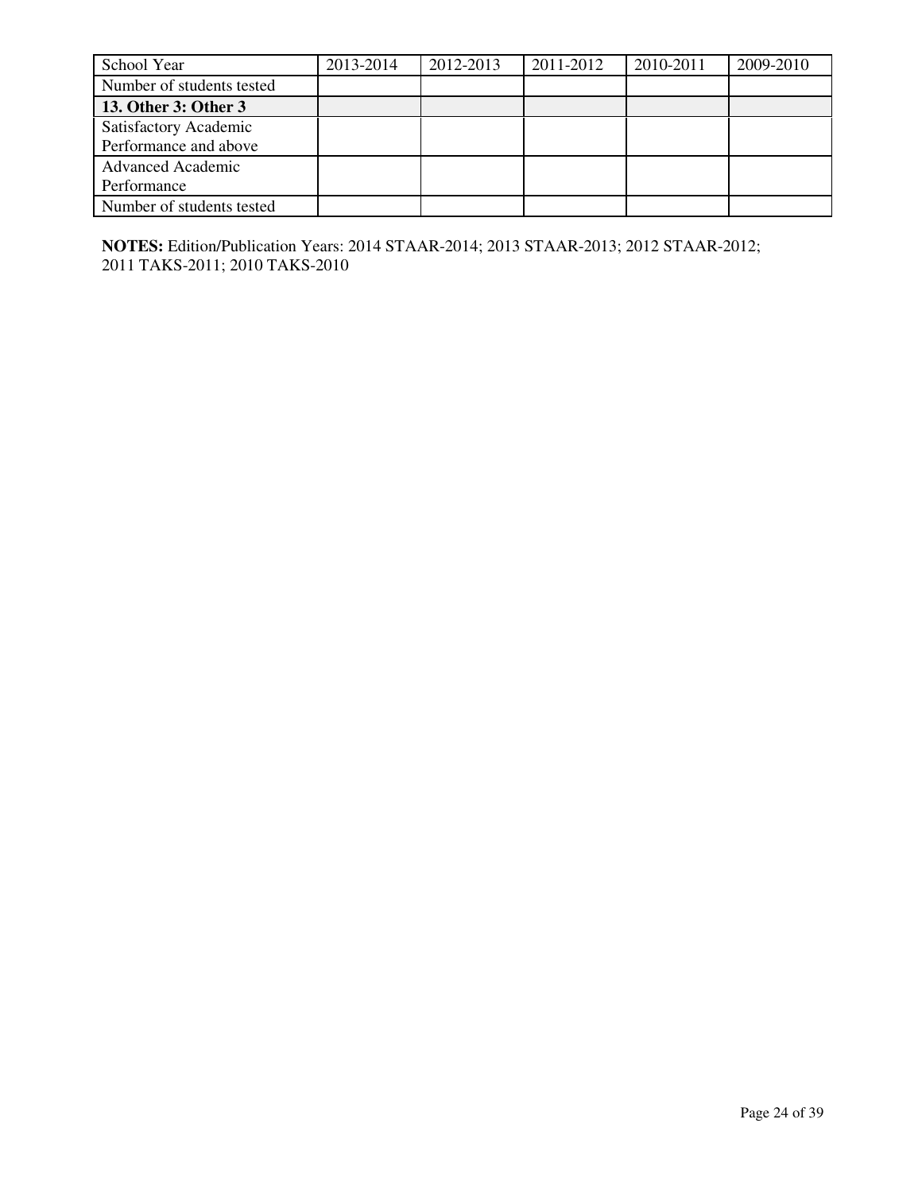| School Year | 2013-2014 | 2012-2013 | 2011-2012 | 2010-2011 | 2009-2010 |
|---|---|---|---|---|---|
| Number of students tested | | | | | |
| **13. Other 3: Other 3** | | | | | |
| Satisfactory Academic Performance and above | | | | | |
| Advanced Academic Performance | | | | | |
| Number of students tested | | | | | |

**NOTES:** Edition/Publication Years: 2014 STAAR-2014; 2013 STAAR-2013; 2012 STAAR-2012; 2011 TAKS-2011; 2010 TAKS-2010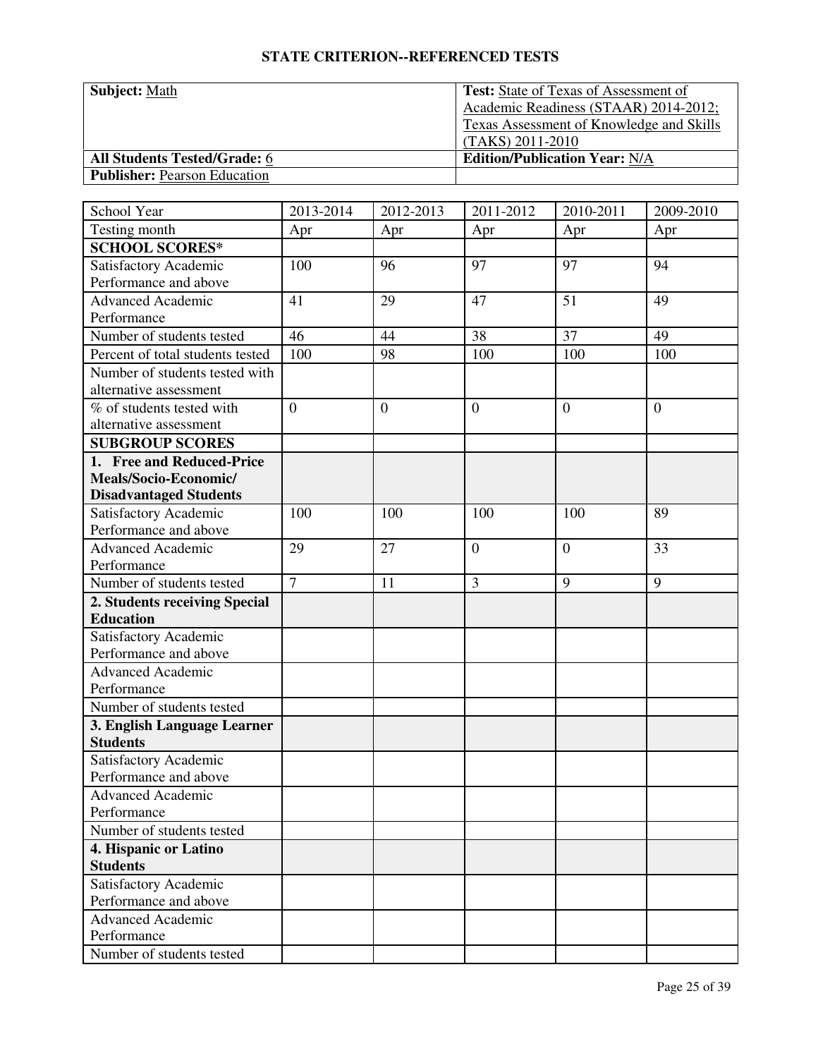## STATE CRITERION--REFERENCED TESTS

| **Subject:** Math | **Test:** State of Texas of Assessment of Academic Readiness (STAAR) 2014-2012; Texas Assessment of Knowledge and Skills (TAKS) 2011-2010 |
|---|---|
| **All Students Tested/Grade:** 6 | **Edition/Publication Year:** N/A |
| **Publisher:** Pearson Education | |

| School Year | 2013-2014 | 2012-2013 | 2011-2012 | 2010-2011 | 2009-2010 |
|---|---|---|---|---|---|
| Testing month | Apr | Apr | Apr | Apr | Apr |
| **SCHOOL SCORES*** | | | | | |
| Satisfactory Academic Performance and above | 100 | 96 | 97 | 97 | 94 |
| Advanced Academic Performance | 41 | 29 | 47 | 51 | 49 |
| Number of students tested | 46 | 44 | 38 | 37 | 49 |
| Percent of total students tested | 100 | 98 | 100 | 100 | 100 |
| Number of students tested with alternative assessment | | | | | |
| % of students tested with alternative assessment | 0 | 0 | 0 | 0 | 0 |
| **SUBGROUP SCORES** | | | | | |
| **1. Free and Reduced-Price Meals/Socio-Economic/ Disadvantaged Students** | | | | | |
| Satisfactory Academic Performance and above | 100 | 100 | 100 | 100 | 89 |
| Advanced Academic Performance | 29 | 27 | 0 | 0 | 33 |
| Number of students tested | 7 | 11 | 3 | 9 | 9 |
| **2. Students receiving Special Education** | | | | | |
| Satisfactory Academic Performance and above | | | | | |
| Advanced Academic Performance | | | | | |
| Number of students tested | | | | | |
| **3. English Language Learner Students** | | | | | |
| Satisfactory Academic Performance and above | | | | | |
| Advanced Academic Performance | | | | | |
| Number of students tested | | | | | |
| **4. Hispanic or Latino Students** | | | | | |
| Satisfactory Academic Performance and above | | | | | |
| Advanced Academic Performance | | | | | |
| Number of students tested | | | | | |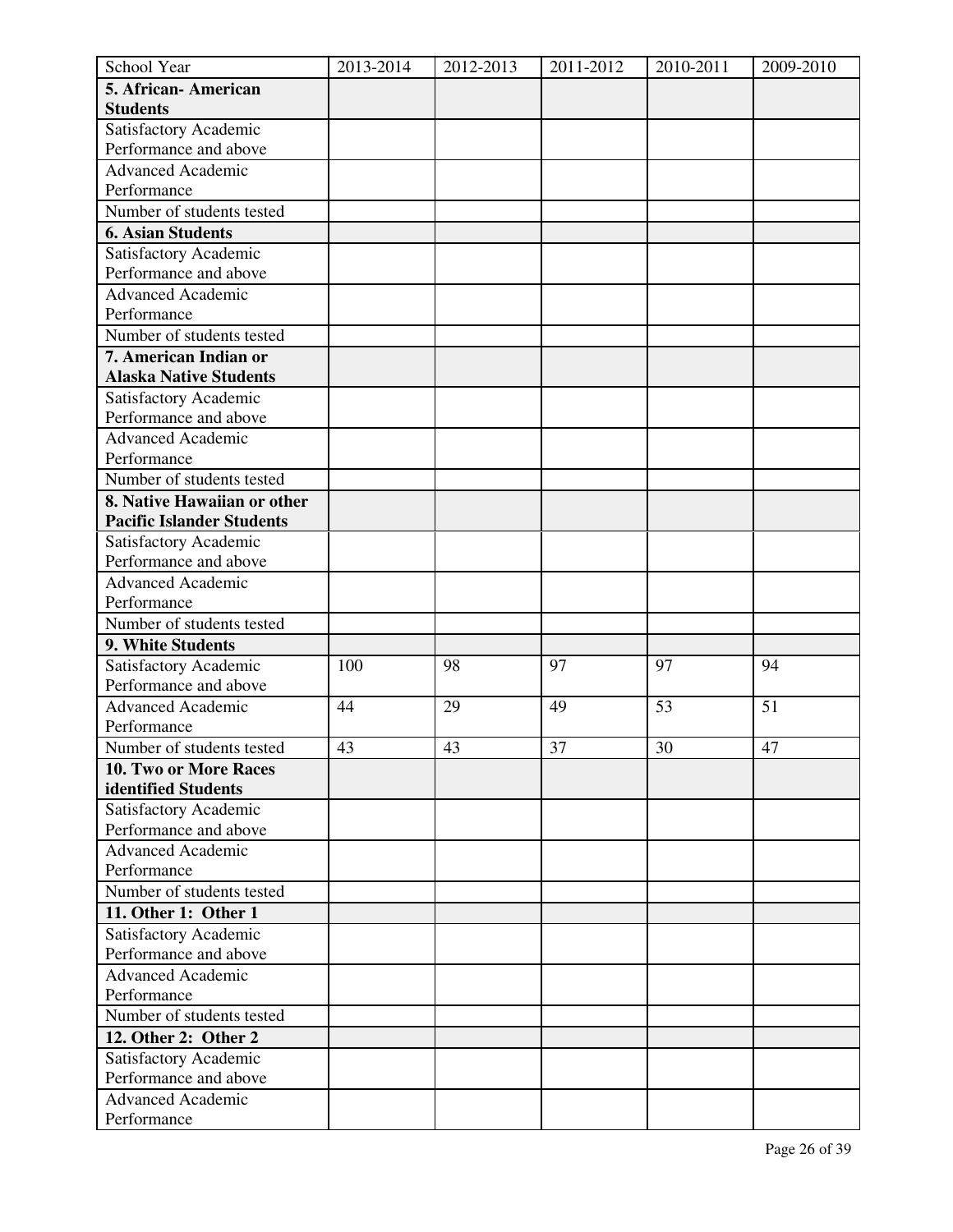| School Year | 2013-2014 | 2012-2013 | 2011-2012 | 2010-2011 | 2009-2010 |
|---|---|---|---|---|---|
| **5. African- American Students** | | | | | |
| Satisfactory Academic Performance and above | | | | | |
| Advanced Academic Performance | | | | | |
| Number of students tested | | | | | |
| **6. Asian Students** | | | | | |
| Satisfactory Academic Performance and above | | | | | |
| Advanced Academic Performance | | | | | |
| Number of students tested | | | | | |
| **7. American Indian or Alaska Native Students** | | | | | |
| Satisfactory Academic Performance and above | | | | | |
| Advanced Academic Performance | | | | | |
| Number of students tested | | | | | |
| **8. Native Hawaiian or other Pacific Islander Students** | | | | | |
| Satisfactory Academic Performance and above | | | | | |
| Advanced Academic Performance | | | | | |
| Number of students tested | | | | | |
| **9. White Students** | | | | | |
| Satisfactory Academic Performance and above | 100 | 98 | 97 | 97 | 94 |
| Advanced Academic Performance | 44 | 29 | 49 | 53 | 51 |
| Number of students tested | 43 | 43 | 37 | 30 | 47 |
| **10. Two or More Races identified Students** | | | | | |
| Satisfactory Academic Performance and above | | | | | |
| Advanced Academic Performance | | | | | |
| Number of students tested | | | | | |
| **11. Other 1: Other 1** | | | | | |
| Satisfactory Academic Performance and above | | | | | |
| Advanced Academic Performance | | | | | |
| Number of students tested | | | | | |
| **12. Other 2: Other 2** | | | | | |
| Satisfactory Academic Performance and above | | | | | |
| Advanced Academic Performance | | | | | |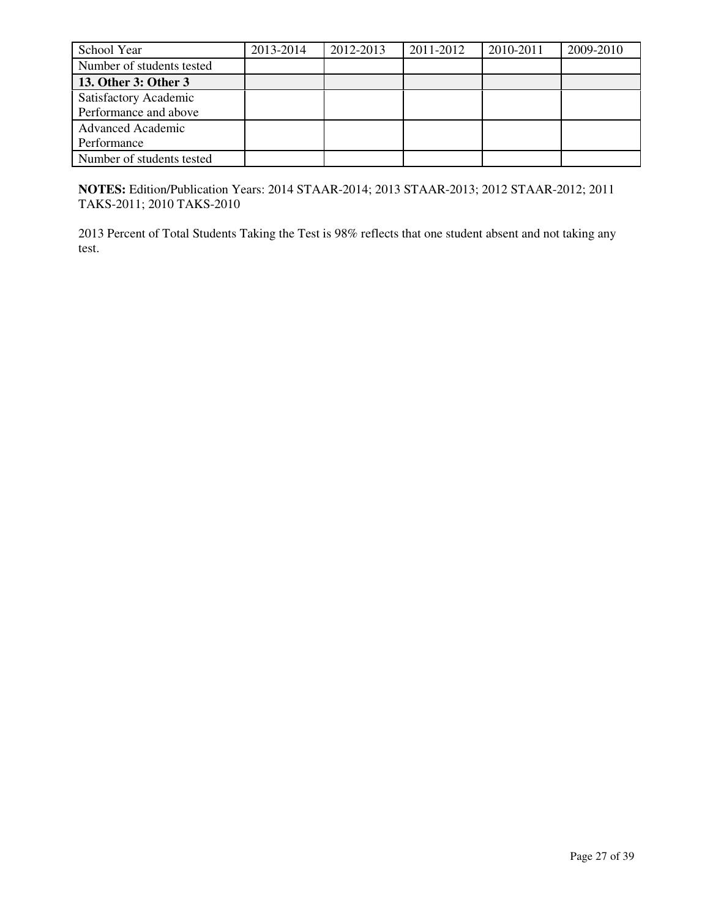| School Year | 2013-2014 | 2012-2013 | 2011-2012 | 2010-2011 | 2009-2010 |
| --- | --- | --- | --- | --- | --- |
| Number of students tested | | | | | |
| **13. Other 3: Other 3** | | | | | |
| Satisfactory Academic Performance and above | | | | | |
| Advanced Academic Performance | | | | | |
| Number of students tested | | | | | |

**NOTES:** Edition/Publication Years: 2014 STAAR-2014; 2013 STAAR-2013; 2012 STAAR-2012; 2011 TAKS-2011; 2010 TAKS-2010

2013 Percent of Total Students Taking the Test is 98% reflects that one student absent and not taking any test.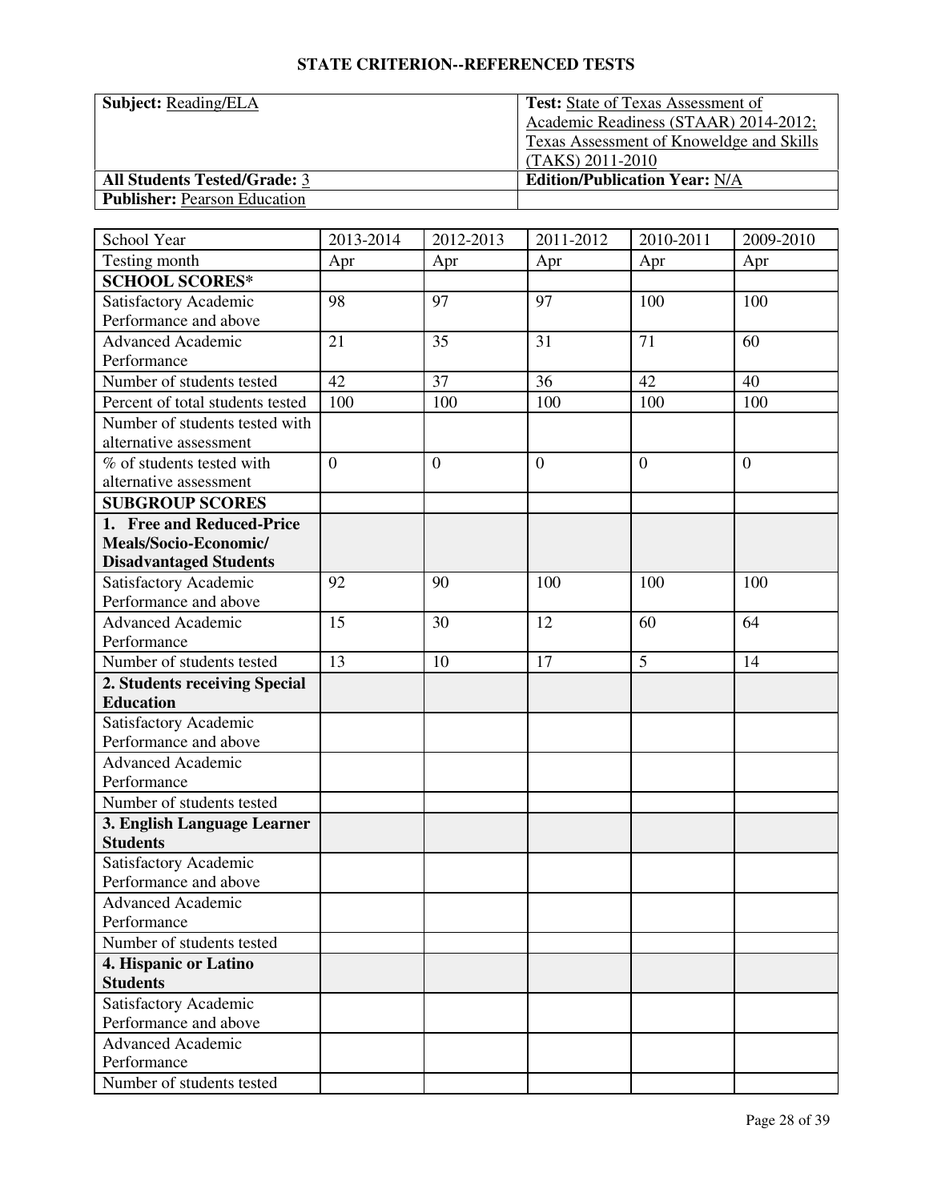## STATE CRITERION--REFERENCED TESTS

| **Subject:** Reading/ELA | **Test:** State of Texas Assessment of Academic Readiness (STAAR) 2014-2012; Texas Assessment of Knoweldge and Skills (TAKS) 2011-2010 |
|---|---|
| **All Students Tested/Grade:** 3 | **Edition/Publication Year:** N/A |
| **Publisher:** Pearson Education | |

| School Year | 2013-2014 | 2012-2013 | 2011-2012 | 2010-2011 | 2009-2010 |
|---|---|---|---|---|---|
| Testing month | Apr | Apr | Apr | Apr | Apr |
| **SCHOOL SCORES*** | | | | | |
| Satisfactory Academic Performance and above | 98 | 97 | 97 | 100 | 100 |
| Advanced Academic Performance | 21 | 35 | 31 | 71 | 60 |
| Number of students tested | 42 | 37 | 36 | 42 | 40 |
| Percent of total students tested | 100 | 100 | 100 | 100 | 100 |
| Number of students tested with alternative assessment | | | | | |
| % of students tested with alternative assessment | 0 | 0 | 0 | 0 | 0 |
| **SUBGROUP SCORES** | | | | | |
| **1. Free and Reduced-Price Meals/Socio-Economic/ Disadvantaged Students** | | | | | |
| Satisfactory Academic Performance and above | 92 | 90 | 100 | 100 | 100 |
| Advanced Academic Performance | 15 | 30 | 12 | 60 | 64 |
| Number of students tested | 13 | 10 | 17 | 5 | 14 |
| **2. Students receiving Special Education** | | | | | |
| Satisfactory Academic Performance and above | | | | | |
| Advanced Academic Performance | | | | | |
| Number of students tested | | | | | |
| **3. English Language Learner Students** | | | | | |
| Satisfactory Academic Performance and above | | | | | |
| Advanced Academic Performance | | | | | |
| Number of students tested | | | | | |
| **4. Hispanic or Latino Students** | | | | | |
| Satisfactory Academic Performance and above | | | | | |
| Advanced Academic Performance | | | | | |
| Number of students tested | | | | | |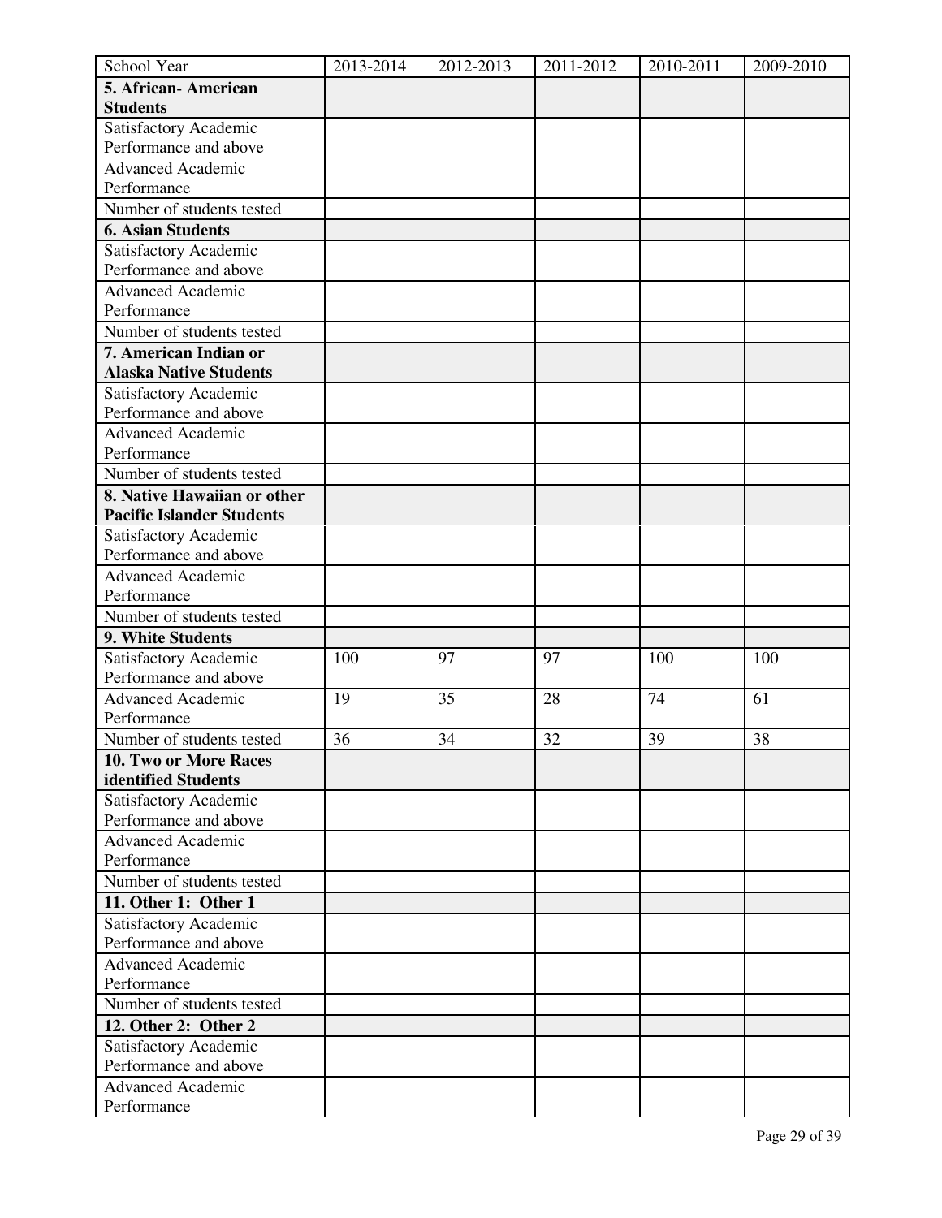| School Year | 2013-2014 | 2012-2013 | 2011-2012 | 2010-2011 | 2009-2010 |
|---|---|---|---|---|---|
| **5. African- American Students** | | | | | |
| Satisfactory Academic Performance and above | | | | | |
| Advanced Academic Performance | | | | | |
| Number of students tested | | | | | |
| **6. Asian Students** | | | | | |
| Satisfactory Academic Performance and above | | | | | |
| Advanced Academic Performance | | | | | |
| Number of students tested | | | | | |
| **7. American Indian or Alaska Native Students** | | | | | |
| Satisfactory Academic Performance and above | | | | | |
| Advanced Academic Performance | | | | | |
| Number of students tested | | | | | |
| **8. Native Hawaiian or other Pacific Islander Students** | | | | | |
| Satisfactory Academic Performance and above | | | | | |
| Advanced Academic Performance | | | | | |
| Number of students tested | | | | | |
| **9. White Students** | | | | | |
| Satisfactory Academic Performance and above | 100 | 97 | 97 | 100 | 100 |
| Advanced Academic Performance | 19 | 35 | 28 | 74 | 61 |
| Number of students tested | 36 | 34 | 32 | 39 | 38 |
| **10. Two or More Races identified Students** | | | | | |
| Satisfactory Academic Performance and above | | | | | |
| Advanced Academic Performance | | | | | |
| Number of students tested | | | | | |
| **11. Other 1: Other 1** | | | | | |
| Satisfactory Academic Performance and above | | | | | |
| Advanced Academic Performance | | | | | |
| Number of students tested | | | | | |
| **12. Other 2: Other 2** | | | | | |
| Satisfactory Academic Performance and above | | | | | |
| Advanced Academic Performance | | | | | |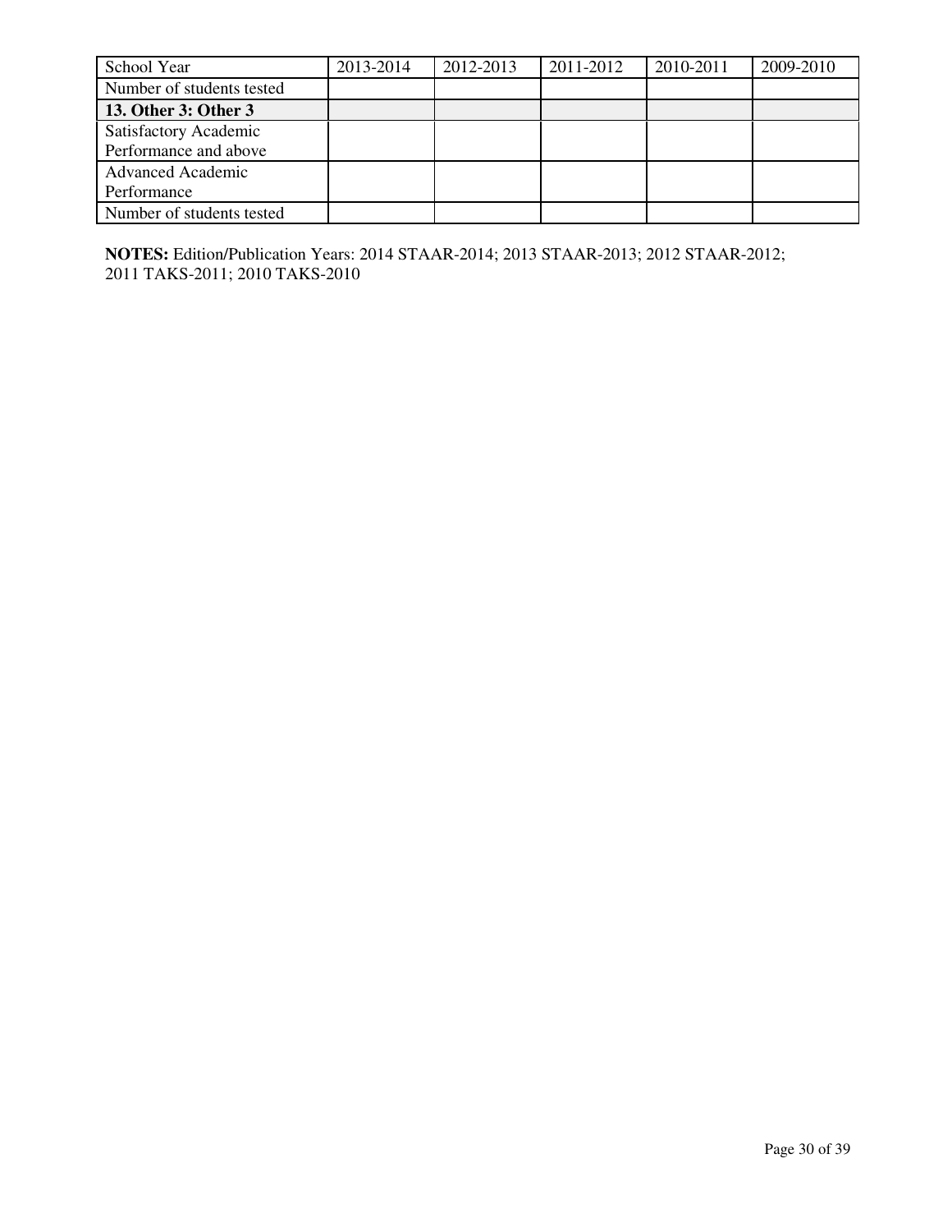| School Year | 2013-2014 | 2012-2013 | 2011-2012 | 2010-2011 | 2009-2010 |
| --- | --- | --- | --- | --- | --- |
| Number of students tested | | | | | |
| **13. Other 3: Other 3** | | | | | |
| Satisfactory Academic Performance and above | | | | | |
| Advanced Academic Performance | | | | | |
| Number of students tested | | | | | |

**NOTES:** Edition/Publication Years: 2014 STAAR-2014; 2013 STAAR-2013; 2012 STAAR-2012; 2011 TAKS-2011; 2010 TAKS-2010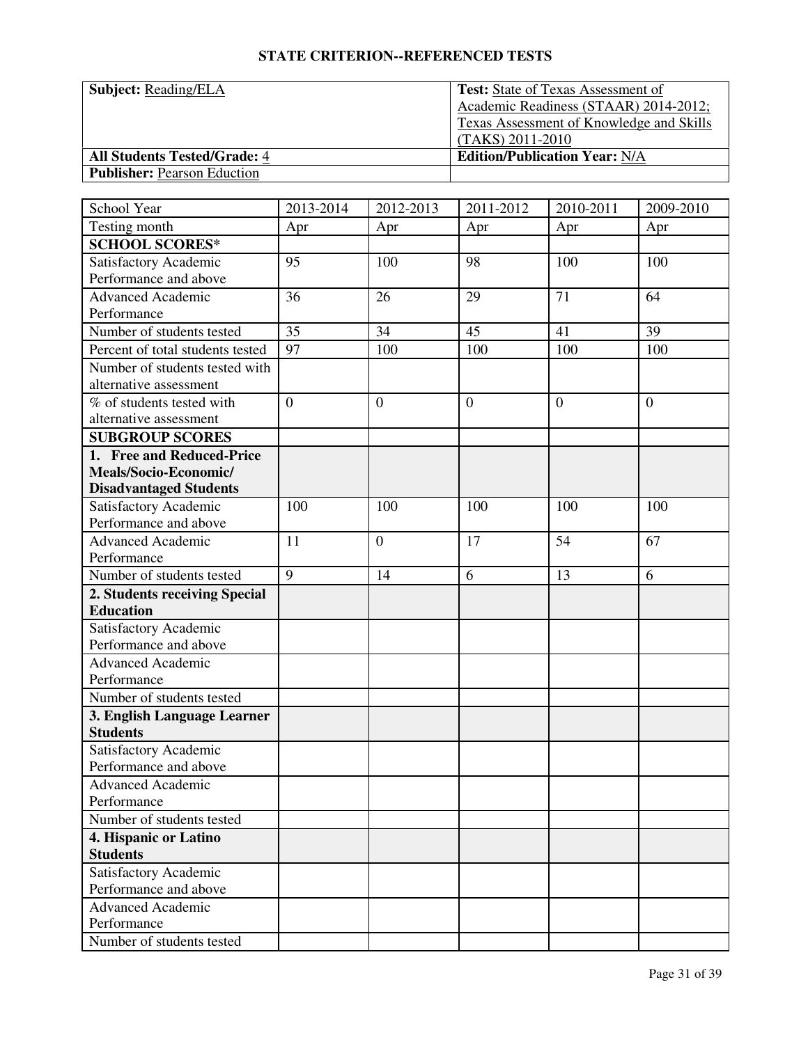## STATE CRITERION--REFERENCED TESTS

| **Subject:** Reading/ELA | **Test:** State of Texas Assessment of Academic Readiness (STAAR) 2014-2012; Texas Assessment of Knowledge and Skills (TAKS) 2011-2010 |
|---|---|
| **All Students Tested/Grade:** 4 | **Edition/Publication Year:** N/A |
| **Publisher:** Pearson Eduction | |

| School Year | 2013-2014 | 2012-2013 | 2011-2012 | 2010-2011 | 2009-2010 |
|---|---|---|---|---|---|
| Testing month | Apr | Apr | Apr | Apr | Apr |
| **SCHOOL SCORES*** | | | | | |
| Satisfactory Academic Performance and above | 95 | 100 | 98 | 100 | 100 |
| Advanced Academic Performance | 36 | 26 | 29 | 71 | 64 |
| Number of students tested | 35 | 34 | 45 | 41 | 39 |
| Percent of total students tested | 97 | 100 | 100 | 100 | 100 |
| Number of students tested with alternative assessment | | | | | |
| % of students tested with alternative assessment | 0 | 0 | 0 | 0 | 0 |
| **SUBGROUP SCORES** | | | | | |
| **1. Free and Reduced-Price Meals/Socio-Economic/ Disadvantaged Students** | | | | | |
| Satisfactory Academic Performance and above | 100 | 100 | 100 | 100 | 100 |
| Advanced Academic Performance | 11 | 0 | 17 | 54 | 67 |
| Number of students tested | 9 | 14 | 6 | 13 | 6 |
| **2. Students receiving Special Education** | | | | | |
| Satisfactory Academic Performance and above | | | | | |
| Advanced Academic Performance | | | | | |
| Number of students tested | | | | | |
| **3. English Language Learner Students** | | | | | |
| Satisfactory Academic Performance and above | | | | | |
| Advanced Academic Performance | | | | | |
| Number of students tested | | | | | |
| **4. Hispanic or Latino Students** | | | | | |
| Satisfactory Academic Performance and above | | | | | |
| Advanced Academic Performance | | | | | |
| Number of students tested | | | | | |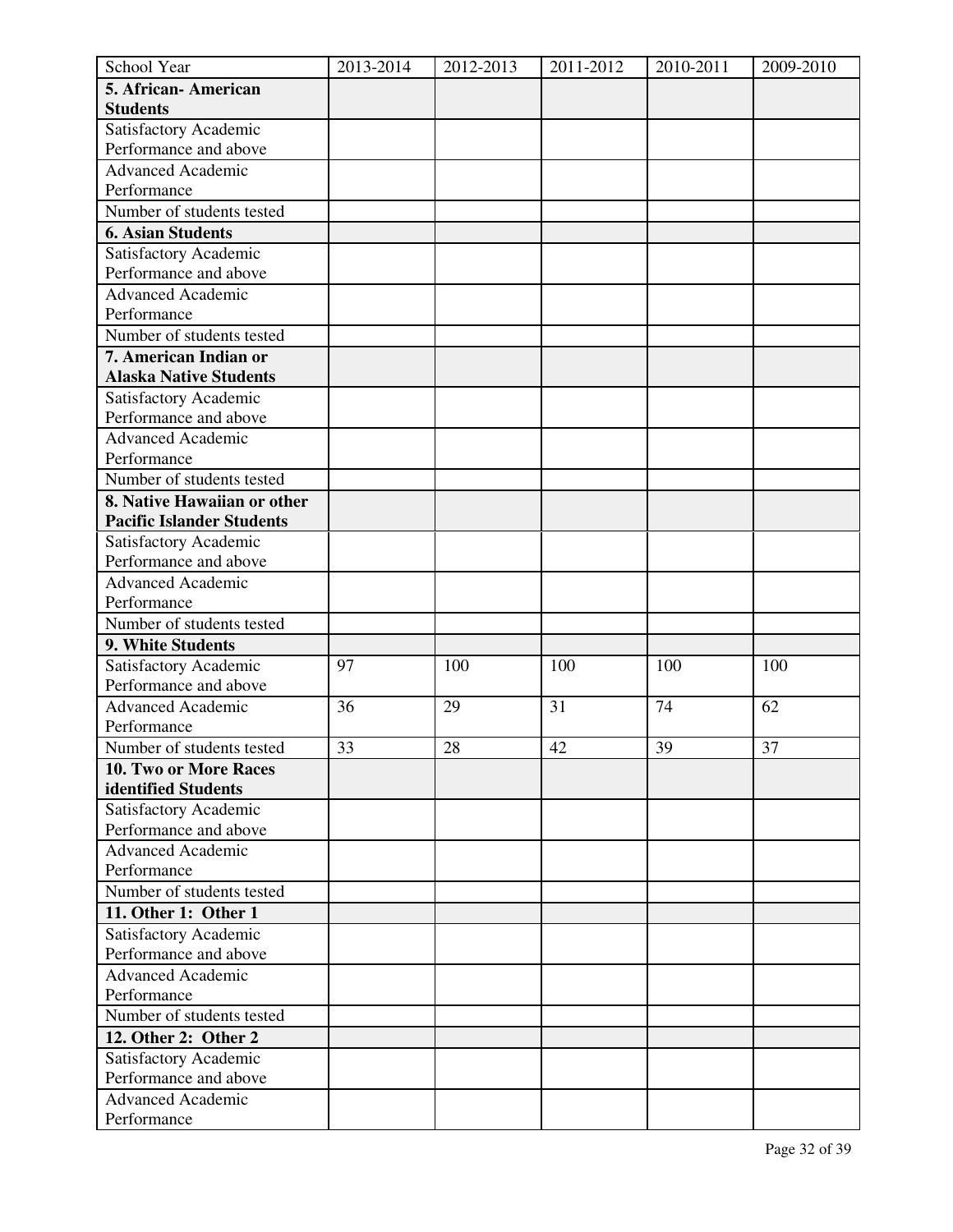| School Year | 2013-2014 | 2012-2013 | 2011-2012 | 2010-2011 | 2009-2010 |
|---|---|---|---|---|---|
| **5. African- American Students** | | | | | |
| Satisfactory Academic Performance and above | | | | | |
| Advanced Academic Performance | | | | | |
| Number of students tested | | | | | |
| **6. Asian Students** | | | | | |
| Satisfactory Academic Performance and above | | | | | |
| Advanced Academic Performance | | | | | |
| Number of students tested | | | | | |
| **7. American Indian or Alaska Native Students** | | | | | |
| Satisfactory Academic Performance and above | | | | | |
| Advanced Academic Performance | | | | | |
| Number of students tested | | | | | |
| **8. Native Hawaiian or other Pacific Islander Students** | | | | | |
| Satisfactory Academic Performance and above | | | | | |
| Advanced Academic Performance | | | | | |
| Number of students tested | | | | | |
| **9. White Students** | | | | | |
| Satisfactory Academic Performance and above | 97 | 100 | 100 | 100 | 100 |
| Advanced Academic Performance | 36 | 29 | 31 | 74 | 62 |
| Number of students tested | 33 | 28 | 42 | 39 | 37 |
| **10. Two or More Races identified Students** | | | | | |
| Satisfactory Academic Performance and above | | | | | |
| Advanced Academic Performance | | | | | |
| Number of students tested | | | | | |
| **11. Other 1: Other 1** | | | | | |
| Satisfactory Academic Performance and above | | | | | |
| Advanced Academic Performance | | | | | |
| Number of students tested | | | | | |
| **12. Other 2: Other 2** | | | | | |
| Satisfactory Academic Performance and above | | | | | |
| Advanced Academic Performance | | | | | |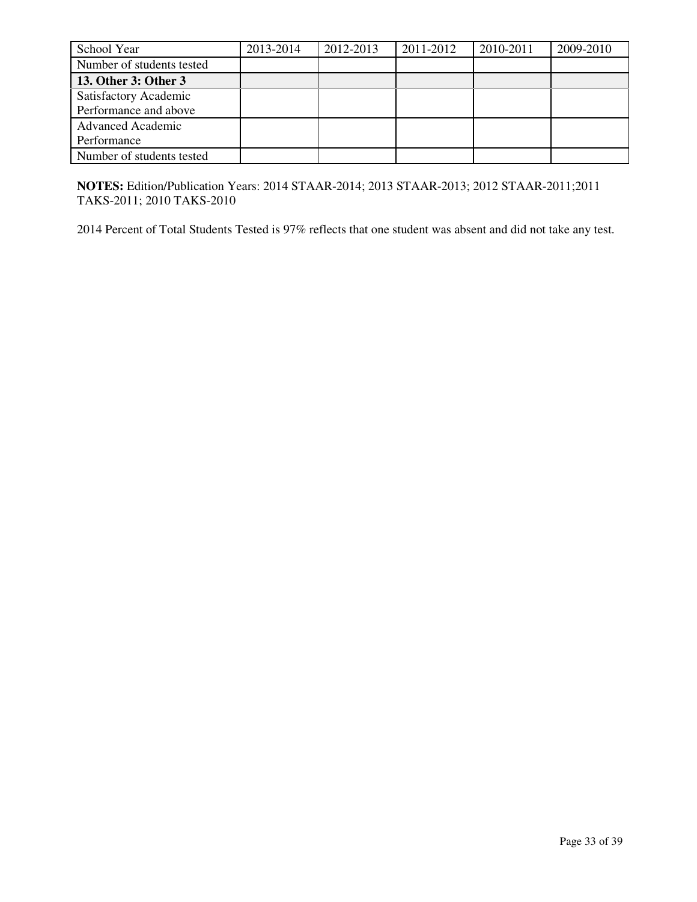| School Year | 2013-2014 | 2012-2013 | 2011-2012 | 2010-2011 | 2009-2010 |
|---|---|---|---|---|---|
| Number of students tested | | | | | |
| **13. Other 3: Other 3** | | | | | |
| Satisfactory Academic Performance and above | | | | | |
| Advanced Academic Performance | | | | | |
| Number of students tested | | | | | |

**NOTES:** Edition/Publication Years: 2014 STAAR-2014; 2013 STAAR-2013; 2012 STAAR-2011;2011 TAKS-2011; 2010 TAKS-2010

2014 Percent of Total Students Tested is 97% reflects that one student was absent and did not take any test.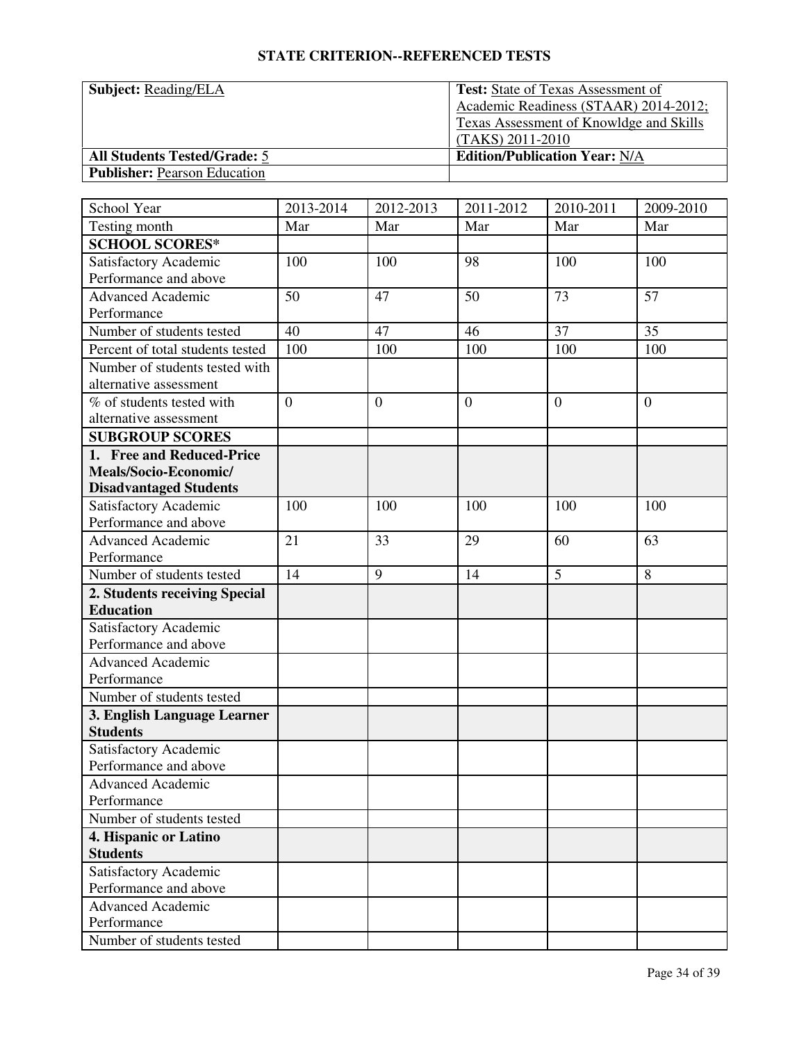## STATE CRITERION--REFERENCED TESTS

| **Subject:** Reading/ELA | **Test:** State of Texas Assessment of Academic Readiness (STAAR) 2014-2012; Texas Assessment of Knowldge and Skills (TAKS) 2011-2010 |
|---|---|
| **All Students Tested/Grade:** 5 | **Edition/Publication Year:** N/A |
| **Publisher:** Pearson Education | |

| School Year | 2013-2014 | 2012-2013 | 2011-2012 | 2010-2011 | 2009-2010 |
|---|---|---|---|---|---|
| Testing month | Mar | Mar | Mar | Mar | Mar |
| **SCHOOL SCORES*** | | | | | |
| Satisfactory Academic Performance and above | 100 | 100 | 98 | 100 | 100 |
| Advanced Academic Performance | 50 | 47 | 50 | 73 | 57 |
| Number of students tested | 40 | 47 | 46 | 37 | 35 |
| Percent of total students tested | 100 | 100 | 100 | 100 | 100 |
| Number of students tested with alternative assessment | | | | | |
| % of students tested with alternative assessment | 0 | 0 | 0 | 0 | 0 |
| **SUBGROUP SCORES** | | | | | |
| **1. Free and Reduced-Price Meals/Socio-Economic/ Disadvantaged Students** | | | | | |
| Satisfactory Academic Performance and above | 100 | 100 | 100 | 100 | 100 |
| Advanced Academic Performance | 21 | 33 | 29 | 60 | 63 |
| Number of students tested | 14 | 9 | 14 | 5 | 8 |
| **2. Students receiving Special Education** | | | | | |
| Satisfactory Academic Performance and above | | | | | |
| Advanced Academic Performance | | | | | |
| Number of students tested | | | | | |
| **3. English Language Learner Students** | | | | | |
| Satisfactory Academic Performance and above | | | | | |
| Advanced Academic Performance | | | | | |
| Number of students tested | | | | | |
| **4. Hispanic or Latino Students** | | | | | |
| Satisfactory Academic Performance and above | | | | | |
| Advanced Academic Performance | | | | | |
| Number of students tested | | | | | |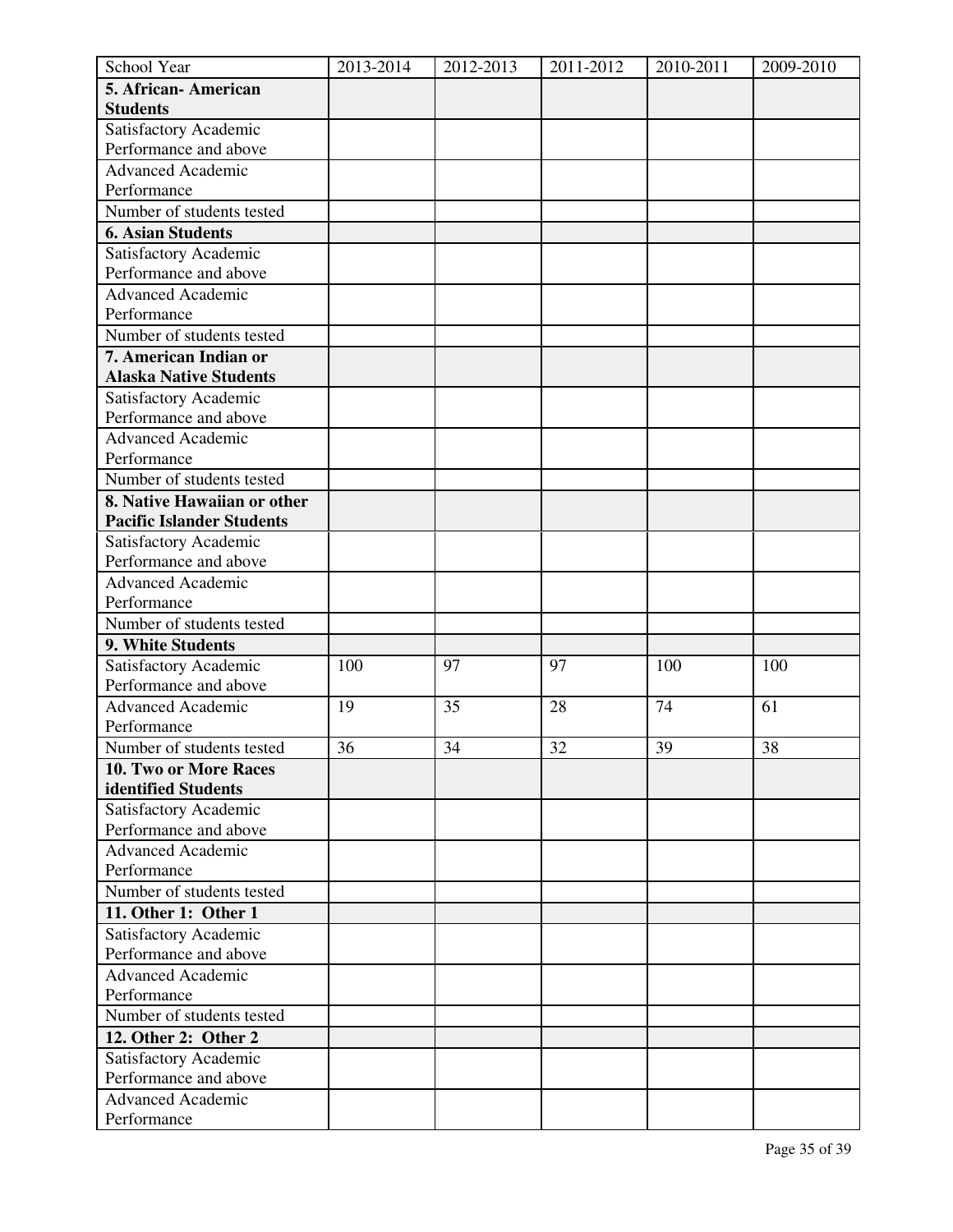| School Year | 2013-2014 | 2012-2013 | 2011-2012 | 2010-2011 | 2009-2010 |
|---|---|---|---|---|---|
| **5. African- American Students** | | | | | |
| Satisfactory Academic Performance and above | | | | | |
| Advanced Academic Performance | | | | | |
| Number of students tested | | | | | |
| **6. Asian Students** | | | | | |
| Satisfactory Academic Performance and above | | | | | |
| Advanced Academic Performance | | | | | |
| Number of students tested | | | | | |
| **7. American Indian or Alaska Native Students** | | | | | |
| Satisfactory Academic Performance and above | | | | | |
| Advanced Academic Performance | | | | | |
| Number of students tested | | | | | |
| **8. Native Hawaiian or other Pacific Islander Students** | | | | | |
| Satisfactory Academic Performance and above | | | | | |
| Advanced Academic Performance | | | | | |
| Number of students tested | | | | | |
| **9. White Students** | | | | | |
| Satisfactory Academic Performance and above | 100 | 97 | 97 | 100 | 100 |
| Advanced Academic Performance | 19 | 35 | 28 | 74 | 61 |
| Number of students tested | 36 | 34 | 32 | 39 | 38 |
| **10. Two or More Races identified Students** | | | | | |
| Satisfactory Academic Performance and above | | | | | |
| Advanced Academic Performance | | | | | |
| Number of students tested | | | | | |
| **11. Other 1: Other 1** | | | | | |
| Satisfactory Academic Performance and above | | | | | |
| Advanced Academic Performance | | | | | |
| Number of students tested | | | | | |
| **12. Other 2: Other 2** | | | | | |
| Satisfactory Academic Performance and above | | | | | |
| Advanced Academic Performance | | | | | |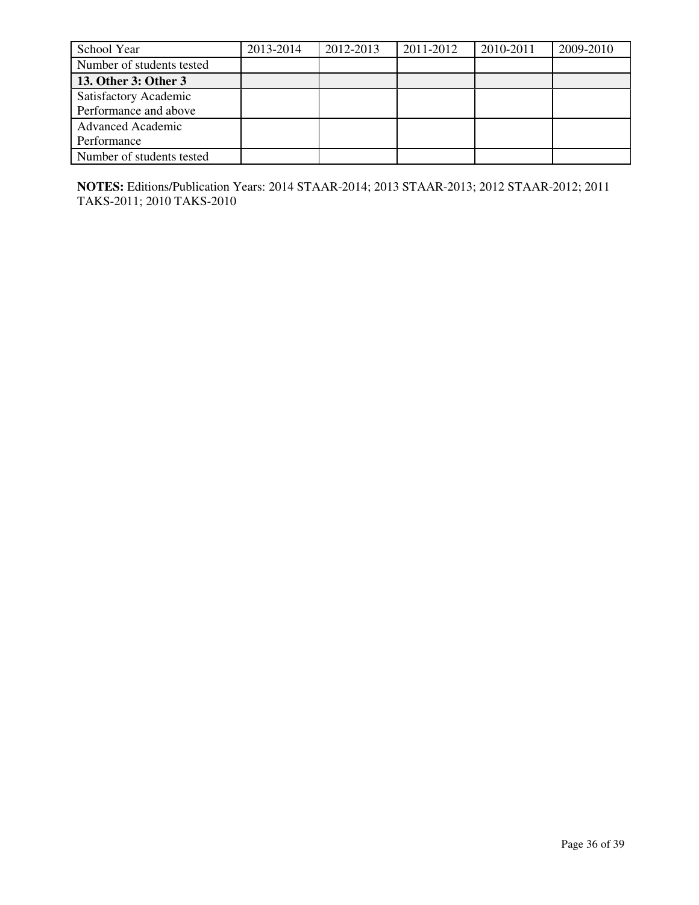| School Year | 2013-2014 | 2012-2013 | 2011-2012 | 2010-2011 | 2009-2010 |
|---|---|---|---|---|---|
| Number of students tested | | | | | |
| **13. Other 3: Other 3** | | | | | |
| Satisfactory Academic Performance and above | | | | | |
| Advanced Academic Performance | | | | | |
| Number of students tested | | | | | |

**NOTES:** Editions/Publication Years: 2014 STAAR-2014; 2013 STAAR-2013; 2012 STAAR-2012; 2011 TAKS-2011; 2010 TAKS-2010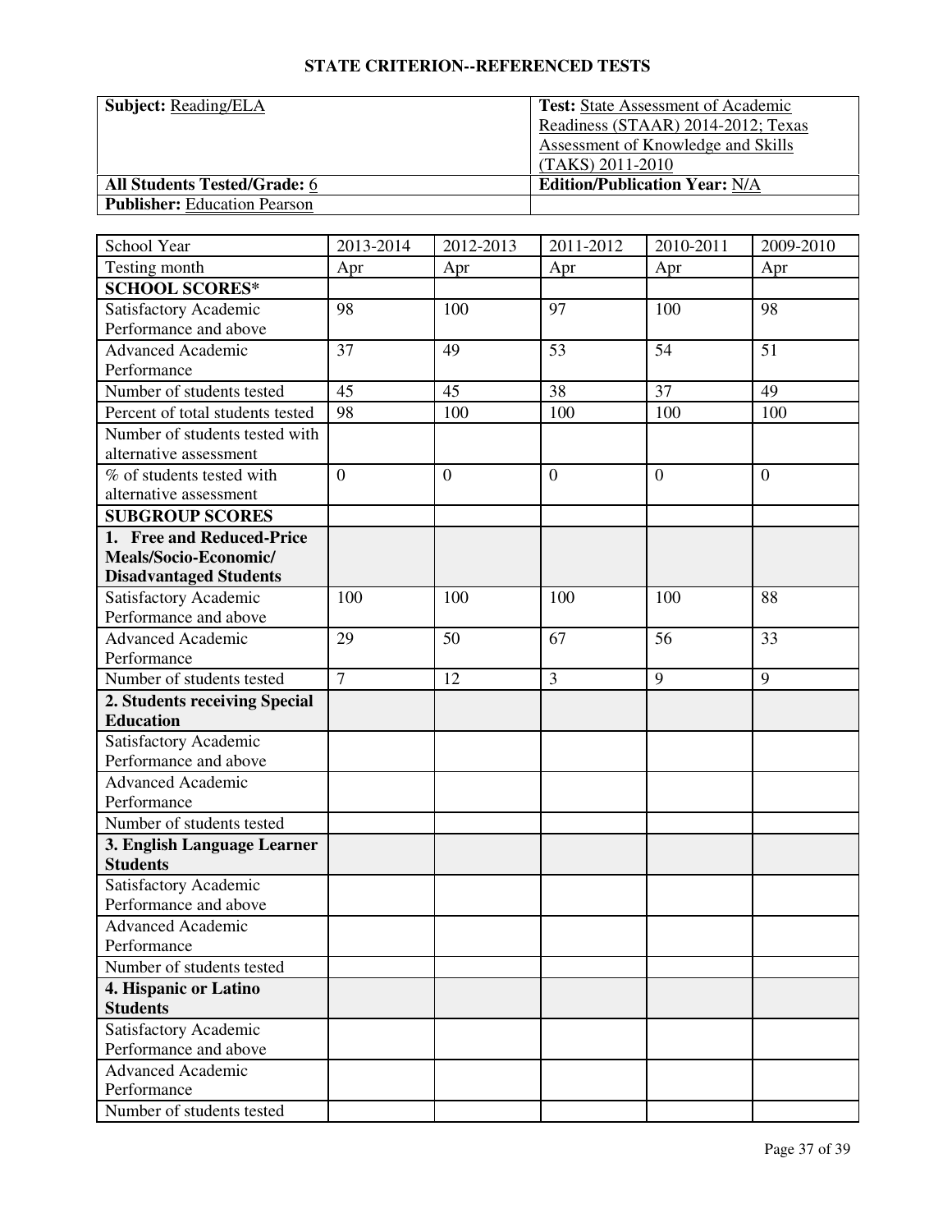## STATE CRITERION--REFERENCED TESTS

| **Subject:** Reading/ELA | **Test:** State Assessment of Academic Readiness (STAAR) 2014-2012; Texas Assessment of Knowledge and Skills (TAKS) 2011-2010 |
|---|---|
| **All Students Tested/Grade:** 6 | **Edition/Publication Year:** N/A |
| **Publisher:** Education Pearson | |

| School Year | 2013-2014 | 2012-2013 | 2011-2012 | 2010-2011 | 2009-2010 |
|---|---|---|---|---|---|
| Testing month | Apr | Apr | Apr | Apr | Apr |
| **SCHOOL SCORES*** | | | | | |
| Satisfactory Academic Performance and above | 98 | 100 | 97 | 100 | 98 |
| Advanced Academic Performance | 37 | 49 | 53 | 54 | 51 |
| Number of students tested | 45 | 45 | 38 | 37 | 49 |
| Percent of total students tested | 98 | 100 | 100 | 100 | 100 |
| Number of students tested with alternative assessment | | | | | |
| % of students tested with alternative assessment | 0 | 0 | 0 | 0 | 0 |
| **SUBGROUP SCORES** | | | | | |
| **1. Free and Reduced-Price Meals/Socio-Economic/ Disadvantaged Students** | | | | | |
| Satisfactory Academic Performance and above | 100 | 100 | 100 | 100 | 88 |
| Advanced Academic Performance | 29 | 50 | 67 | 56 | 33 |
| Number of students tested | 7 | 12 | 3 | 9 | 9 |
| **2. Students receiving Special Education** | | | | | |
| Satisfactory Academic Performance and above | | | | | |
| Advanced Academic Performance | | | | | |
| Number of students tested | | | | | |
| **3. English Language Learner Students** | | | | | |
| Satisfactory Academic Performance and above | | | | | |
| Advanced Academic Performance | | | | | |
| Number of students tested | | | | | |
| **4. Hispanic or Latino Students** | | | | | |
| Satisfactory Academic Performance and above | | | | | |
| Advanced Academic Performance | | | | | |
| Number of students tested | | | | | |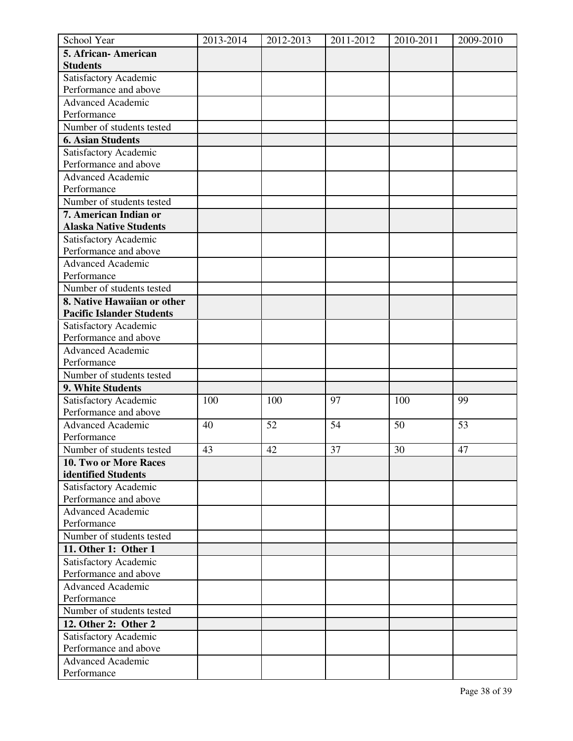| School Year | 2013-2014 | 2012-2013 | 2011-2012 | 2010-2011 | 2009-2010 |
|---|---|---|---|---|---|
| **5. African- American Students** | | | | | |
| Satisfactory Academic Performance and above | | | | | |
| Advanced Academic Performance | | | | | |
| Number of students tested | | | | | |
| **6. Asian Students** | | | | | |
| Satisfactory Academic Performance and above | | | | | |
| Advanced Academic Performance | | | | | |
| Number of students tested | | | | | |
| **7. American Indian or Alaska Native Students** | | | | | |
| Satisfactory Academic Performance and above | | | | | |
| Advanced Academic Performance | | | | | |
| Number of students tested | | | | | |
| **8. Native Hawaiian or other Pacific Islander Students** | | | | | |
| Satisfactory Academic Performance and above | | | | | |
| Advanced Academic Performance | | | | | |
| Number of students tested | | | | | |
| **9. White Students** | | | | | |
| Satisfactory Academic Performance and above | 100 | 100 | 97 | 100 | 99 |
| Advanced Academic Performance | 40 | 52 | 54 | 50 | 53 |
| Number of students tested | 43 | 42 | 37 | 30 | 47 |
| **10. Two or More Races identified Students** | | | | | |
| Satisfactory Academic Performance and above | | | | | |
| Advanced Academic Performance | | | | | |
| Number of students tested | | | | | |
| **11. Other 1: Other 1** | | | | | |
| Satisfactory Academic Performance and above | | | | | |
| Advanced Academic Performance | | | | | |
| Number of students tested | | | | | |
| **12. Other 2: Other 2** | | | | | |
| Satisfactory Academic Performance and above | | | | | |
| Advanced Academic Performance | | | | | |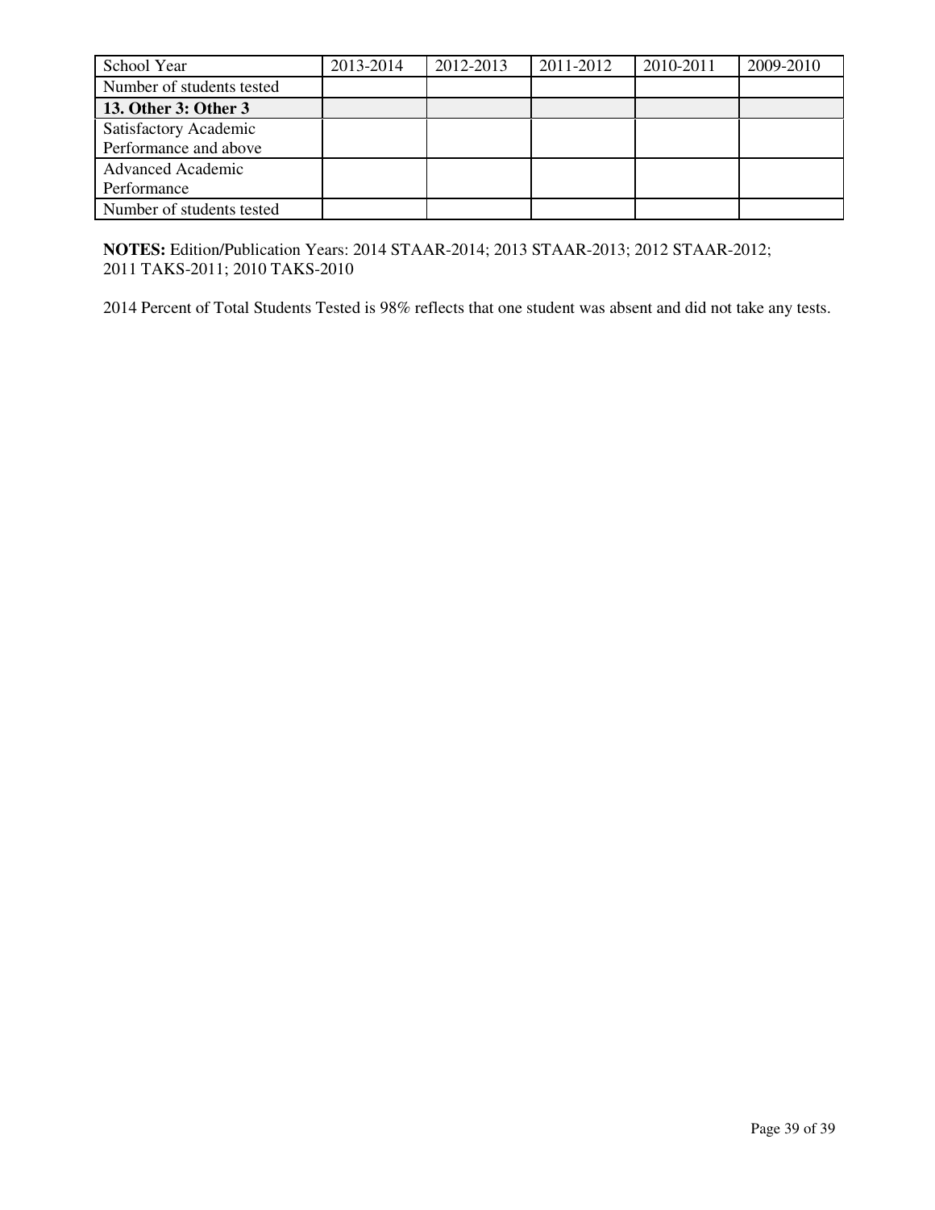| School Year | 2013-2014 | 2012-2013 | 2011-2012 | 2010-2011 | 2009-2010 |
|---|---|---|---|---|---|
| Number of students tested | | | | | |
| **13. Other 3: Other 3** | | | | | |
| Satisfactory Academic Performance and above | | | | | |
| Advanced Academic Performance | | | | | |
| Number of students tested | | | | | |

**NOTES:** Edition/Publication Years: 2014 STAAR-2014; 2013 STAAR-2013; 2012 STAAR-2012; 2011 TAKS-2011; 2010 TAKS-2010

2014 Percent of Total Students Tested is 98% reflects that one student was absent and did not take any tests.